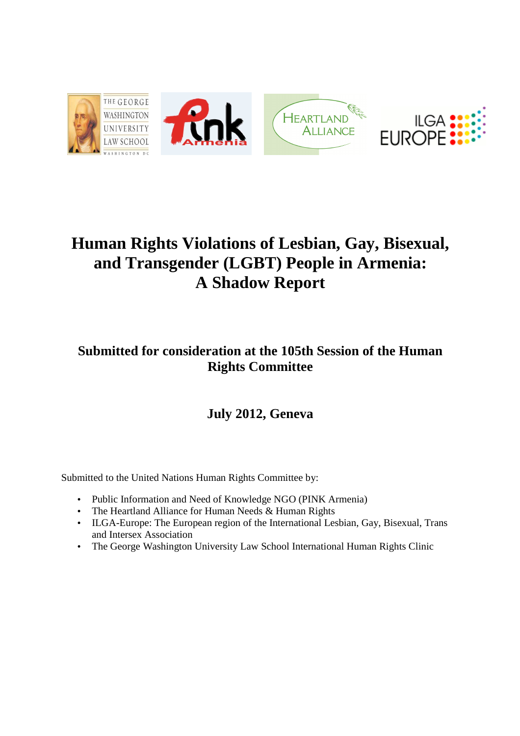# Human Rights Violations of Lesbian, Gay, Bisexual, and Transgender (LGBT) People in Armenia: A Shadow Report

## Submitted for consideration at the 105th Session of the Human Rights Committee

## July 2012, Geneva

Submitted to the United Nations Human Rights Committee by:

- Public Information and Need of Knowledge NGO (PINK Armenia)
- The Heartland Alliance for Human Needs & Human Rights
- ILGA-Europe: The European region of the International Lesbian, Gay, Bisexual, Trans and Intersex Association
- The George Washington University Law School International Human Rights Clinic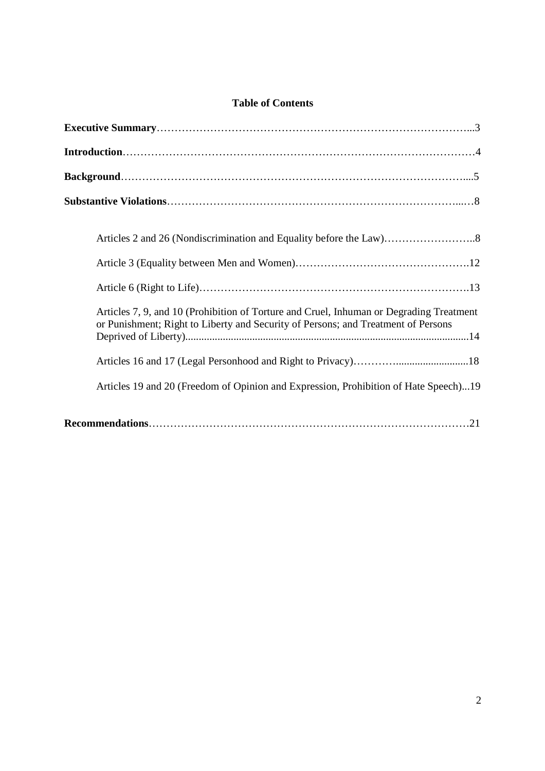## Table of Contents

**Executive Summary**……………………………………………………………………………...3

**Introduction**……………………………………………………………………………………4

**Background**………………………………………………………………………………….....5

**Substantive Violations**……………………………………………………………………...…8

- Articles 2 and 26 (Nondiscrimination and Equality before the Law)……………………..8
- Article 3 (Equality between Men and Women)………………………………………….12
- Article 6 (Right to Life)………………………………………………………………….13
- Articles 7, 9, and 10 (Prohibition of Torture and Cruel, Inhuman or Degrading Treatment or Punishment; Right to Liberty and Security of Persons; and Treatment of Persons Deprived of Liberty).........................................................................................................14
- Articles 16 and 17 (Legal Personhood and Right to Privacy)………...........................18
- Articles 19 and 20 (Freedom of Opinion and Expression, Prohibition of Hate Speech)...19

**Recommendations**……………………………………………………………………………21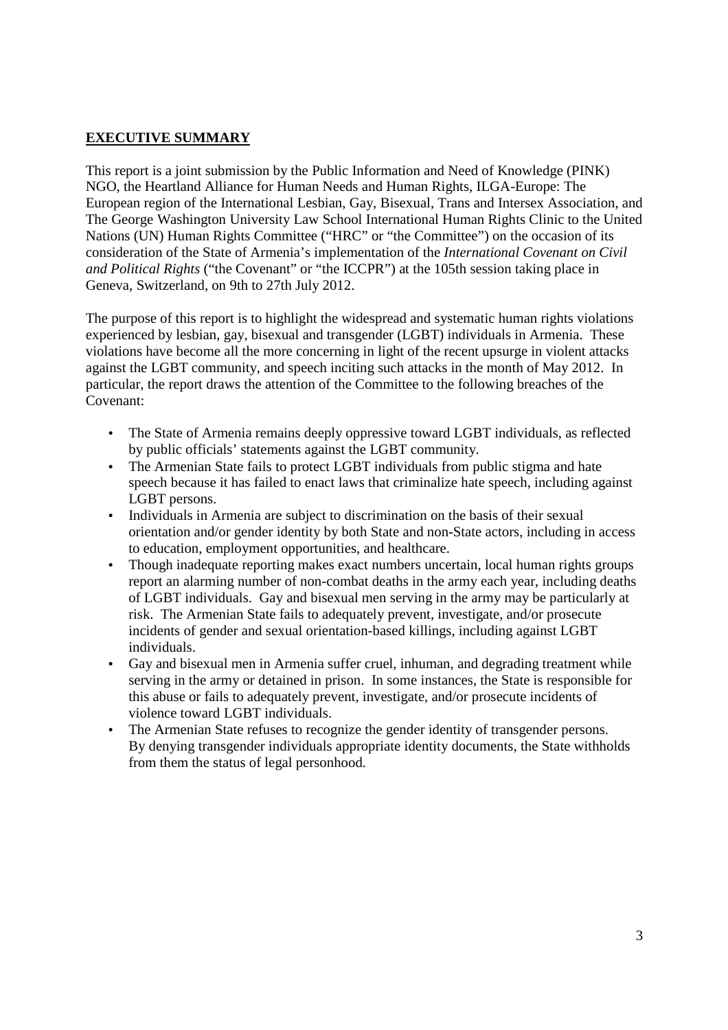## **EXECUTIVE SUMMARY**

This report is a joint submission by the Public Information and Need of Knowledge (PINK) NGO, the Heartland Alliance for Human Needs and Human Rights, ILGA-Europe: The European region of the International Lesbian, Gay, Bisexual, Trans and Intersex Association, and The George Washington University Law School International Human Rights Clinic to the United Nations (UN) Human Rights Committee ("HRC" or "the Committee") on the occasion of its consideration of the State of Armenia's implementation of the *International Covenant on Civil and Political Rights* ("the Covenant" or "the ICCPR") at the 105th session taking place in Geneva, Switzerland, on 9th to 27th July 2012.

The purpose of this report is to highlight the widespread and systematic human rights violations experienced by lesbian, gay, bisexual and transgender (LGBT) individuals in Armenia. These violations have become all the more concerning in light of the recent upsurge in violent attacks against the LGBT community, and speech inciting such attacks in the month of May 2012. In particular, the report draws the attention of the Committee to the following breaches of the Covenant:

- The State of Armenia remains deeply oppressive toward LGBT individuals, as reflected by public officials' statements against the LGBT community.
- The Armenian State fails to protect LGBT individuals from public stigma and hate speech because it has failed to enact laws that criminalize hate speech, including against LGBT persons.
- Individuals in Armenia are subject to discrimination on the basis of their sexual orientation and/or gender identity by both State and non-State actors, including in access to education, employment opportunities, and healthcare.
- Though inadequate reporting makes exact numbers uncertain, local human rights groups report an alarming number of non-combat deaths in the army each year, including deaths of LGBT individuals. Gay and bisexual men serving in the army may be particularly at risk. The Armenian State fails to adequately prevent, investigate, and/or prosecute incidents of gender and sexual orientation-based killings, including against LGBT individuals.
- Gay and bisexual men in Armenia suffer cruel, inhuman, and degrading treatment while serving in the army or detained in prison. In some instances, the State is responsible for this abuse or fails to adequately prevent, investigate, and/or prosecute incidents of violence toward LGBT individuals.
- The Armenian State refuses to recognize the gender identity of transgender persons. By denying transgender individuals appropriate identity documents, the State withholds from them the status of legal personhood.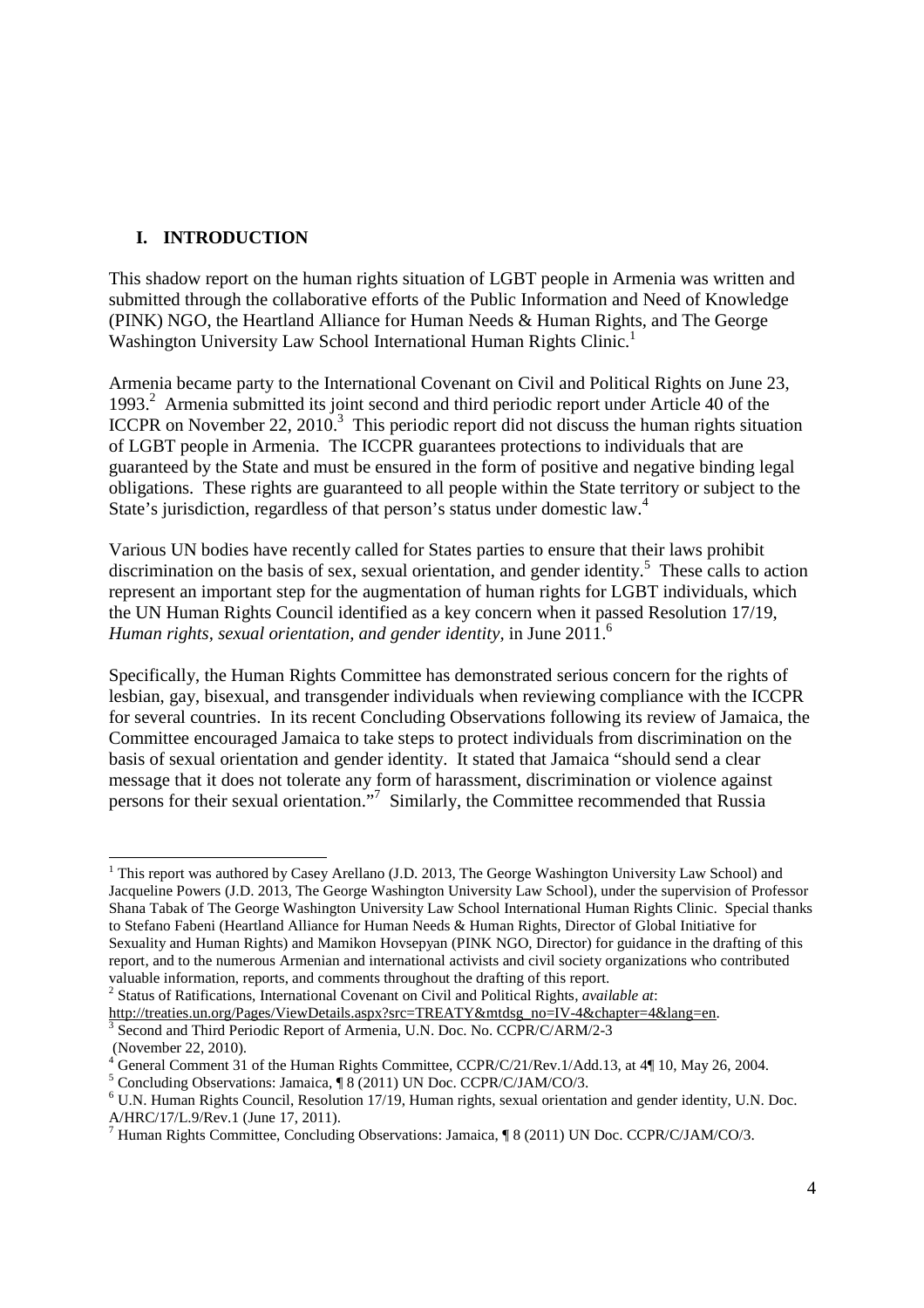## I. INTRODUCTION

This shadow report on the human rights situation of LGBT people in Armenia was written and submitted through the collaborative efforts of the Public Information and Need of Knowledge (PINK) NGO, the Heartland Alliance for Human Needs & Human Rights, and The George Washington University Law School International Human Rights Clinic.[1]

Armenia became party to the International Covenant on Civil and Political Rights on June 23, 1993.[2] Armenia submitted its joint second and third periodic report under Article 40 of the ICCPR on November 22, 2010.[3] This periodic report did not discuss the human rights situation of LGBT people in Armenia. The ICCPR guarantees protections to individuals that are guaranteed by the State and must be ensured in the form of positive and negative binding legal obligations. These rights are guaranteed to all people within the State territory or subject to the State's jurisdiction, regardless of that person's status under domestic law.[4]

Various UN bodies have recently called for States parties to ensure that their laws prohibit discrimination on the basis of sex, sexual orientation, and gender identity.[5] These calls to action represent an important step for the augmentation of human rights for LGBT individuals, which the UN Human Rights Council identified as a key concern when it passed Resolution 17/19, *Human rights, sexual orientation, and gender identity*, in June 2011.[6]

Specifically, the Human Rights Committee has demonstrated serious concern for the rights of lesbian, gay, bisexual, and transgender individuals when reviewing compliance with the ICCPR for several countries. In its recent Concluding Observations following its review of Jamaica, the Committee encouraged Jamaica to take steps to protect individuals from discrimination on the basis of sexual orientation and gender identity. It stated that Jamaica "should send a clear message that it does not tolerate any form of harassment, discrimination or violence against persons for their sexual orientation."[7] Similarly, the Committee recommended that Russia

---

[1] This report was authored by Casey Arellano (J.D. 2013, The George Washington University Law School) and Jacqueline Powers (J.D. 2013, The George Washington University Law School), under the supervision of Professor Shana Tabak of The George Washington University Law School International Human Rights Clinic. Special thanks to Stefano Fabeni (Heartland Alliance for Human Needs & Human Rights, Director of Global Initiative for Sexuality and Human Rights) and Mamikon Hovsepyan (PINK NGO, Director) for guidance in the drafting of this report, and to the numerous Armenian and international activists and civil society organizations who contributed valuable information, reports, and comments throughout the drafting of this report.

[2] Status of Ratifications, International Covenant on Civil and Political Rights, *available at*: http://treaties.un.org/Pages/ViewDetails.aspx?src=TREATY&mtdsg_no=IV-4&chapter=4&lang=en.

[3] Second and Third Periodic Report of Armenia, U.N. Doc. No. CCPR/C/ARM/2-3 (November 22, 2010).

[4] General Comment 31 of the Human Rights Committee, CCPR/C/21/Rev.1/Add.13, at 4¶ 10, May 26, 2004.

[5] Concluding Observations: Jamaica, ¶ 8 (2011) UN Doc. CCPR/C/JAM/CO/3.

[6] U.N. Human Rights Council, Resolution 17/19, Human rights, sexual orientation and gender identity, U.N. Doc. A/HRC/17/L.9/Rev.1 (June 17, 2011).

[7] Human Rights Committee, Concluding Observations: Jamaica, ¶ 8 (2011) UN Doc. CCPR/C/JAM/CO/3.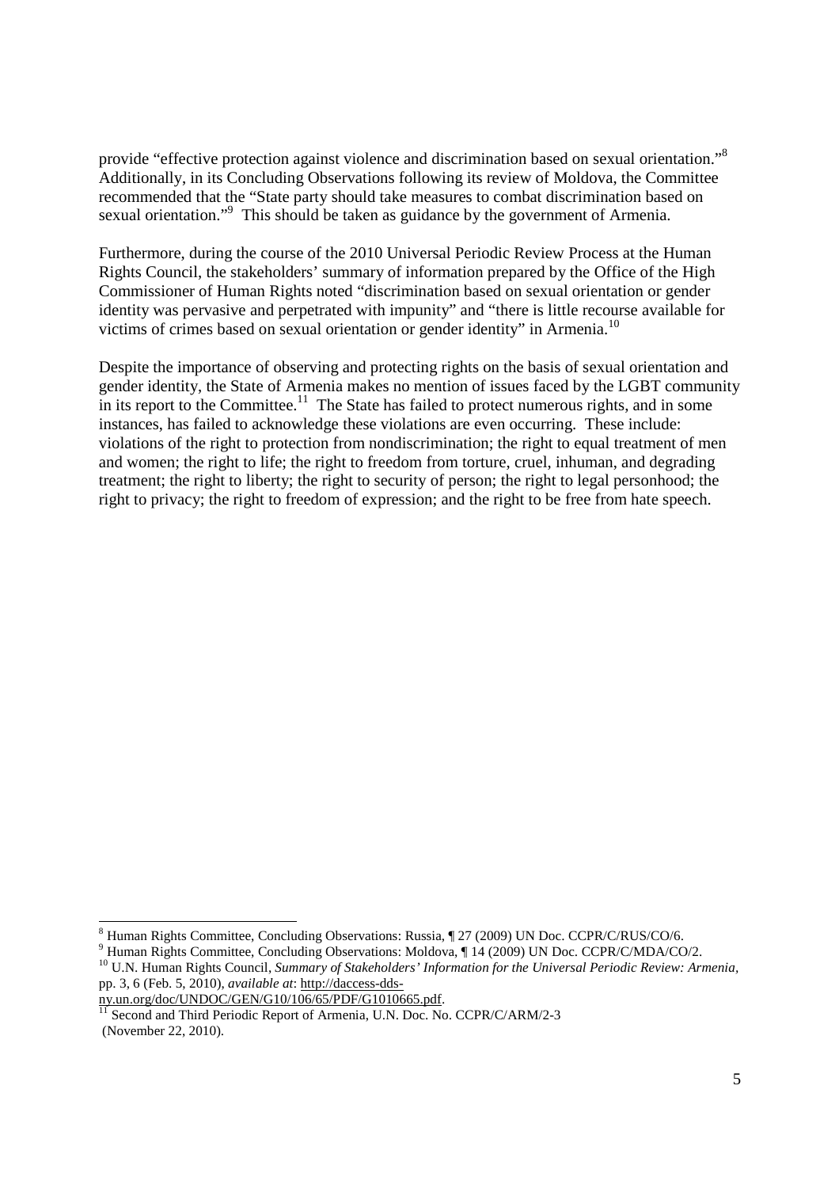provide "effective protection against violence and discrimination based on sexual orientation."[8] Additionally, in its Concluding Observations following its review of Moldova, the Committee recommended that the "State party should take measures to combat discrimination based on sexual orientation."[9] This should be taken as guidance by the government of Armenia.

Furthermore, during the course of the 2010 Universal Periodic Review Process at the Human Rights Council, the stakeholders' summary of information prepared by the Office of the High Commissioner of Human Rights noted "discrimination based on sexual orientation or gender identity was pervasive and perpetrated with impunity" and "there is little recourse available for victims of crimes based on sexual orientation or gender identity" in Armenia.[10]

Despite the importance of observing and protecting rights on the basis of sexual orientation and gender identity, the State of Armenia makes no mention of issues faced by the LGBT community in its report to the Committee.[11] The State has failed to protect numerous rights, and in some instances, has failed to acknowledge these violations are even occurring. These include: violations of the right to protection from nondiscrimination; the right to equal treatment of men and women; the right to life; the right to freedom from torture, cruel, inhuman, and degrading treatment; the right to liberty; the right to security of person; the right to legal personhood; the right to privacy; the right to freedom of expression; and the right to be free from hate speech.

---

[8] Human Rights Committee, Concluding Observations: Russia, ¶ 27 (2009) UN Doc. CCPR/C/RUS/CO/6.

[9] Human Rights Committee, Concluding Observations: Moldova, ¶ 14 (2009) UN Doc. CCPR/C/MDA/CO/2.

[10] U.N. Human Rights Council, *Summary of Stakeholders' Information for the Universal Periodic Review: Armenia*, pp. 3, 6 (Feb. 5, 2010), *available at*: http://daccess-dds-ny.un.org/doc/UNDOC/GEN/G10/106/65/PDF/G1010665.pdf.

[11] Second and Third Periodic Report of Armenia, U.N. Doc. No. CCPR/C/ARM/2-3 (November 22, 2010).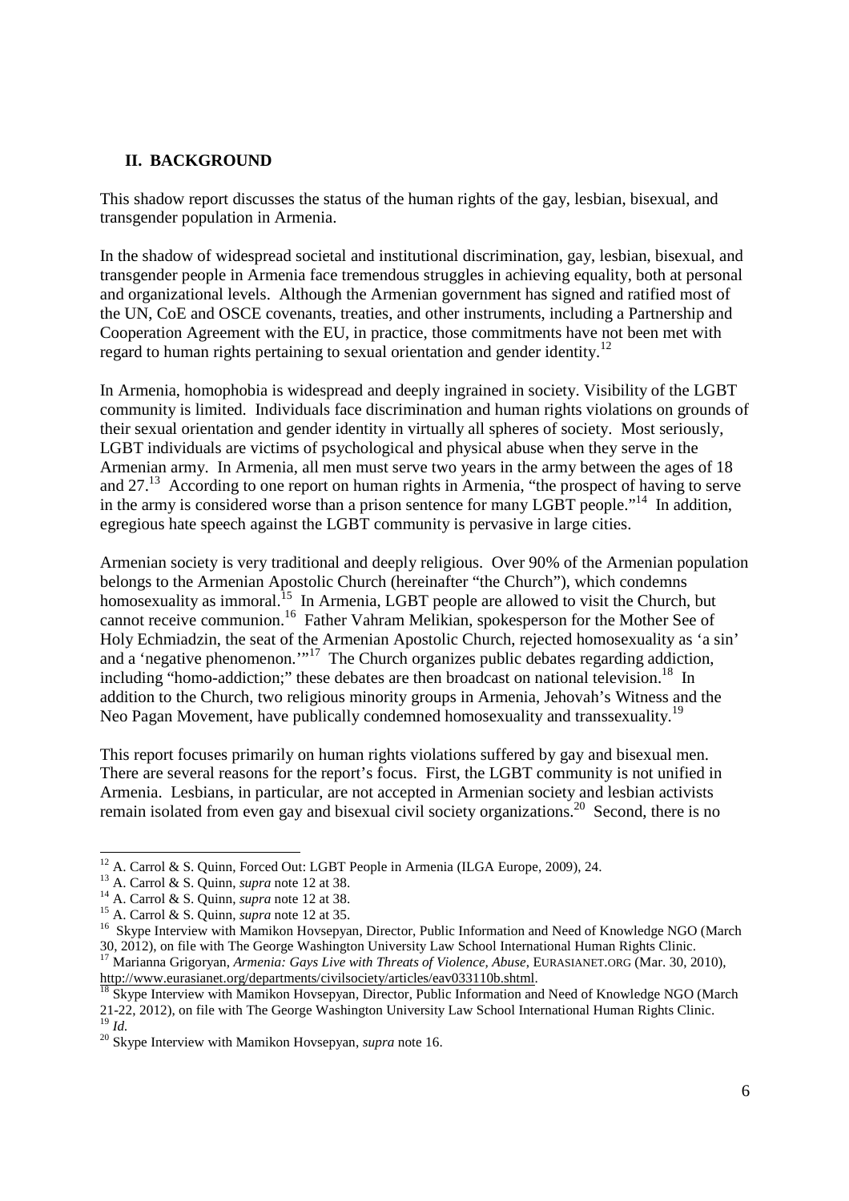## II. BACKGROUND

This shadow report discusses the status of the human rights of the gay, lesbian, bisexual, and transgender population in Armenia.

In the shadow of widespread societal and institutional discrimination, gay, lesbian, bisexual, and transgender people in Armenia face tremendous struggles in achieving equality, both at personal and organizational levels. Although the Armenian government has signed and ratified most of the UN, CoE and OSCE covenants, treaties, and other instruments, including a Partnership and Cooperation Agreement with the EU, in practice, those commitments have not been met with regard to human rights pertaining to sexual orientation and gender identity.[12]

In Armenia, homophobia is widespread and deeply ingrained in society. Visibility of the LGBT community is limited. Individuals face discrimination and human rights violations on grounds of their sexual orientation and gender identity in virtually all spheres of society. Most seriously, LGBT individuals are victims of psychological and physical abuse when they serve in the Armenian army. In Armenia, all men must serve two years in the army between the ages of 18 and 27.[13] According to one report on human rights in Armenia, "the prospect of having to serve in the army is considered worse than a prison sentence for many LGBT people."[14] In addition, egregious hate speech against the LGBT community is pervasive in large cities.

Armenian society is very traditional and deeply religious. Over 90% of the Armenian population belongs to the Armenian Apostolic Church (hereinafter "the Church"), which condemns homosexuality as immoral.[15] In Armenia, LGBT people are allowed to visit the Church, but cannot receive communion.[16] Father Vahram Melikian, spokesperson for the Mother See of Holy Echmiadzin, the seat of the Armenian Apostolic Church, rejected homosexuality as 'a sin' and a 'negative phenomenon.'"[17] The Church organizes public debates regarding addiction, including "homo-addiction;" these debates are then broadcast on national television.[18] In addition to the Church, two religious minority groups in Armenia, Jehovah's Witness and the Neo Pagan Movement, have publically condemned homosexuality and transsexuality.[19]

This report focuses primarily on human rights violations suffered by gay and bisexual men. There are several reasons for the report's focus. First, the LGBT community is not unified in Armenia. Lesbians, in particular, are not accepted in Armenian society and lesbian activists remain isolated from even gay and bisexual civil society organizations.[20] Second, there is no

---

[12] A. Carrol & S. Quinn, Forced Out: LGBT People in Armenia (ILGA Europe, 2009), 24.

[13] A. Carrol & S. Quinn, *supra* note 12 at 38.

[14] A. Carrol & S. Quinn, *supra* note 12 at 38.

[15] A. Carrol & S. Quinn, *supra* note 12 at 35.

[16] Skype Interview with Mamikon Hovsepyan, Director, Public Information and Need of Knowledge NGO (March 30, 2012), on file with The George Washington University Law School International Human Rights Clinic.

[17] Marianna Grigoryan, *Armenia: Gays Live with Threats of Violence, Abuse*, EURASIANET.ORG (Mar. 30, 2010), http://www.eurasianet.org/departments/civilsociety/articles/eav033110b.shtml.

[18] Skype Interview with Mamikon Hovsepyan, Director, Public Information and Need of Knowledge NGO (March 21-22, 2012), on file with The George Washington University Law School International Human Rights Clinic.

[19] *Id.*

[20] Skype Interview with Mamikon Hovsepyan, *supra* note 16.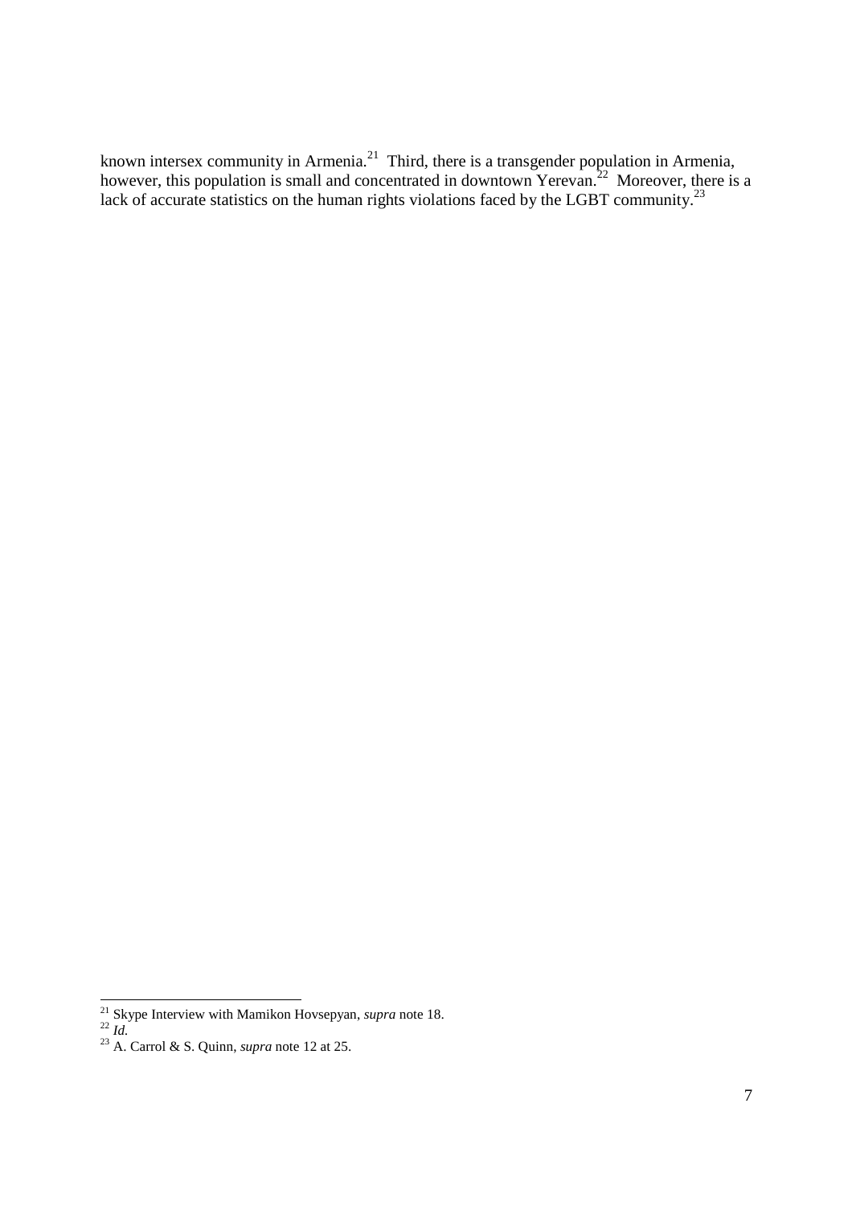known intersex community in Armenia.[21] Third, there is a transgender population in Armenia, however, this population is small and concentrated in downtown Yerevan.[22] Moreover, there is a lack of accurate statistics on the human rights violations faced by the LGBT community.[23]

---

[21] Skype Interview with Mamikon Hovsepyan, *supra* note 18.

[22] *Id.*

[23] A. Carrol & S. Quinn, *supra* note 12 at 25.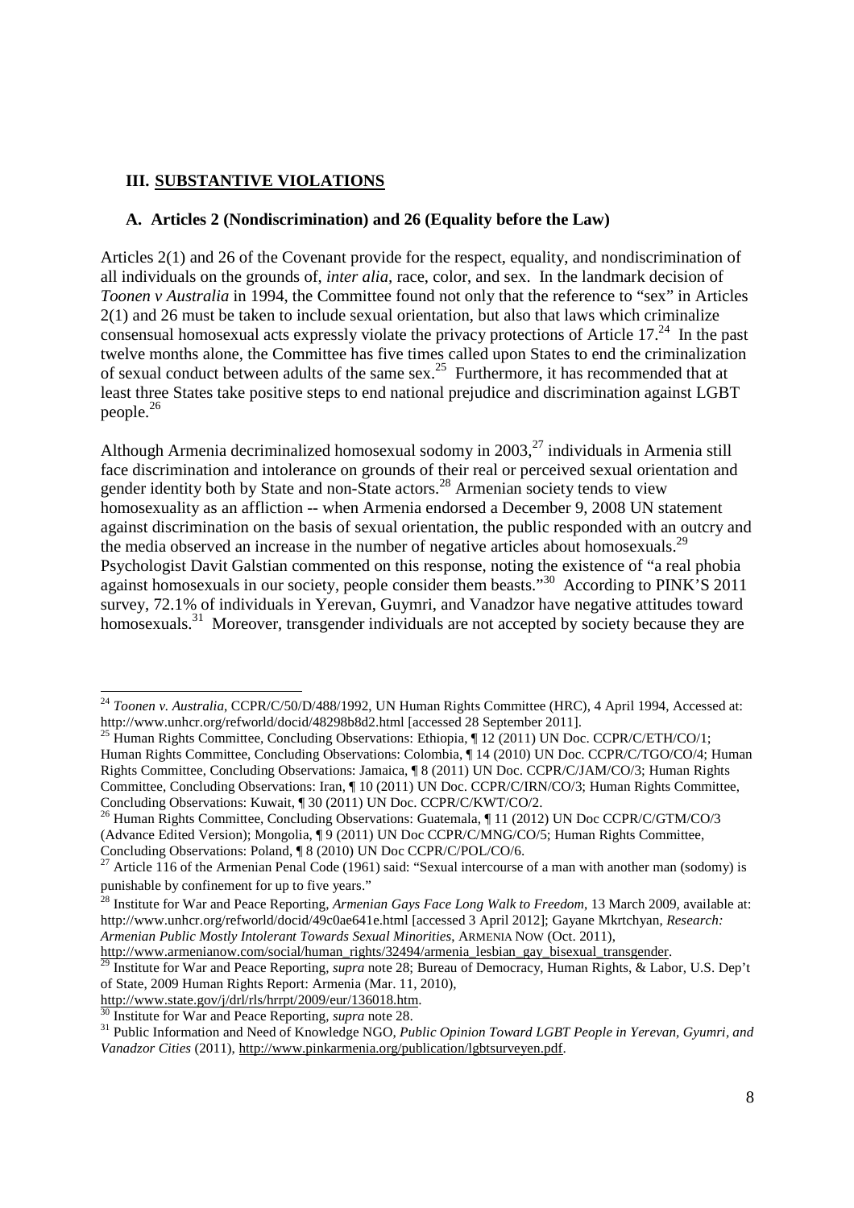### III. SUBSTANTIVE VIOLATIONS

#### A. Articles 2 (Nondiscrimination) and 26 (Equality before the Law)

Articles 2(1) and 26 of the Covenant provide for the respect, equality, and nondiscrimination of all individuals on the grounds of, *inter alia,* race, color, and sex. In the landmark decision of *Toonen v Australia* in 1994, the Committee found not only that the reference to "sex" in Articles 2(1) and 26 must be taken to include sexual orientation, but also that laws which criminalize consensual homosexual acts expressly violate the privacy protections of Article 17.[24] In the past twelve months alone, the Committee has five times called upon States to end the criminalization of sexual conduct between adults of the same sex.[25] Furthermore, it has recommended that at least three States take positive steps to end national prejudice and discrimination against LGBT people.[26]

Although Armenia decriminalized homosexual sodomy in 2003,[27] individuals in Armenia still face discrimination and intolerance on grounds of their real or perceived sexual orientation and gender identity both by State and non-State actors.[28] Armenian society tends to view homosexuality as an affliction -- when Armenia endorsed a December 9, 2008 UN statement against discrimination on the basis of sexual orientation, the public responded with an outcry and the media observed an increase in the number of negative articles about homosexuals.[29] Psychologist Davit Galstian commented on this response, noting the existence of "a real phobia against homosexuals in our society, people consider them beasts."[30] According to PINK'S 2011 survey, 72.1% of individuals in Yerevan, Guymri, and Vanadzor have negative attitudes toward homosexuals.[31] Moreover, transgender individuals are not accepted by society because they are

---

[24] *Toonen v. Australia*, CCPR/C/50/D/488/1992, UN Human Rights Committee (HRC), 4 April 1994, Accessed at: http://www.unhcr.org/refworld/docid/48298b8d2.html [accessed 28 September 2011].

[25] Human Rights Committee, Concluding Observations: Ethiopia, ¶ 12 (2011) UN Doc. CCPR/C/ETH/CO/1; Human Rights Committee, Concluding Observations: Colombia, ¶ 14 (2010) UN Doc. CCPR/C/TGO/CO/4; Human Rights Committee, Concluding Observations: Jamaica, ¶ 8 (2011) UN Doc. CCPR/C/JAM/CO/3; Human Rights Committee, Concluding Observations: Iran, ¶ 10 (2011) UN Doc. CCPR/C/IRN/CO/3; Human Rights Committee, Concluding Observations: Kuwait, ¶ 30 (2011) UN Doc. CCPR/C/KWT/CO/2.

[26] Human Rights Committee, Concluding Observations: Guatemala, ¶ 11 (2012) UN Doc CCPR/C/GTM/CO/3 (Advance Edited Version); Mongolia, ¶ 9 (2011) UN Doc CCPR/C/MNG/CO/5; Human Rights Committee, Concluding Observations: Poland, ¶ 8 (2010) UN Doc CCPR/C/POL/CO/6.

[27] Article 116 of the Armenian Penal Code (1961) said: "Sexual intercourse of a man with another man (sodomy) is punishable by confinement for up to five years."

[28] Institute for War and Peace Reporting, *Armenian Gays Face Long Walk to Freedom*, 13 March 2009, available at: http://www.unhcr.org/refworld/docid/49c0ae641e.html [accessed 3 April 2012]; Gayane Mkrtchyan, *Research: Armenian Public Mostly Intolerant Towards Sexual Minorities*, ARMENIA NOW (Oct. 2011), http://www.armenianow.com/social/human_rights/32494/armenia_lesbian_gay_bisexual_transgender.

[29] Institute for War and Peace Reporting, *supra* note 28; Bureau of Democracy, Human Rights, & Labor, U.S. Dep't of State, 2009 Human Rights Report: Armenia (Mar. 11, 2010), http://www.state.gov/j/drl/rls/hrrpt/2009/eur/136018.htm.

[30] Institute for War and Peace Reporting, *supra* note 28.

[31] Public Information and Need of Knowledge NGO, *Public Opinion Toward LGBT People in Yerevan, Gyumri, and Vanadzor Cities* (2011), http://www.pinkarmenia.org/publication/lgbtsurveyen.pdf.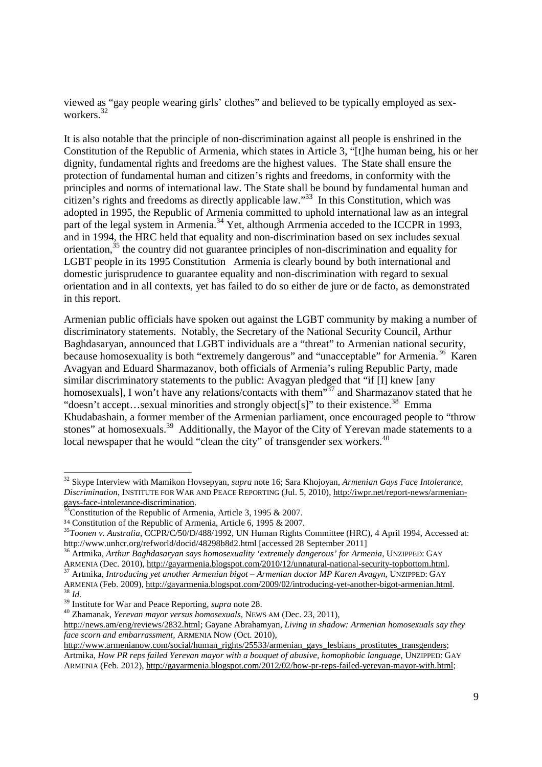viewed as "gay people wearing girls' clothes" and believed to be typically employed as sex-workers.[32]

It is also notable that the principle of non-discrimination against all people is enshrined in the Constitution of the Republic of Armenia, which states in Article 3, "[t]he human being, his or her dignity, fundamental rights and freedoms are the highest values. The State shall ensure the protection of fundamental human and citizen's rights and freedoms, in conformity with the principles and norms of international law. The State shall be bound by fundamental human and citizen's rights and freedoms as directly applicable law."[33] In this Constitution, which was adopted in 1995, the Republic of Armenia committed to uphold international law as an integral part of the legal system in Armenia.[34] Yet, although Arrmenia acceded to the ICCPR in 1993, and in 1994, the HRC held that equality and non-discrimination based on sex includes sexual orientation,[35] the country did not guarantee principles of non-discrimination and equality for LGBT people in its 1995 Constitution Armenia is clearly bound by both international and domestic jurisprudence to guarantee equality and non-discrimination with regard to sexual orientation and in all contexts, yet has failed to do so either de jure or de facto, as demonstrated in this report.

Armenian public officials have spoken out against the LGBT community by making a number of discriminatory statements. Notably, the Secretary of the National Security Council, Arthur Baghdasaryan, announced that LGBT individuals are a "threat" to Armenian national security, because homosexuality is both "extremely dangerous" and "unacceptable" for Armenia.[36] Karen Avagyan and Eduard Sharmazanov, both officials of Armenia's ruling Republic Party, made similar discriminatory statements to the public: Avagyan pledged that "if [I] knew [any homosexuals], I won't have any relations/contacts with them"[37] and Sharmazanov stated that he "doesn't accept…sexual minorities and strongly object[s]" to their existence.[38] Emma Khudabashain, a former member of the Armenian parliament, once encouraged people to "throw stones" at homosexuals.[39] Additionally, the Mayor of the City of Yerevan made statements to a local newspaper that he would "clean the city" of transgender sex workers.[40]

---

[32] Skype Interview with Mamikon Hovsepyan, *supra* note 16; Sara Khojoyan, *Armenian Gays Face Intolerance, Discrimination*, INSTITUTE FOR WAR AND PEACE REPORTING (Jul. 5, 2010), http://iwpr.net/report-news/armenian-gays-face-intolerance-discrimination.

[33] Constitution of the Republic of Armenia, Article 3, 1995 & 2007.

[34] Constitution of the Republic of Armenia, Article 6, 1995 & 2007.

[35] *Toonen v. Australia*, CCPR/C/50/D/488/1992, UN Human Rights Committee (HRC), 4 April 1994, Accessed at: http://www.unhcr.org/refworld/docid/48298b8d2.html [accessed 28 September 2011]

[36] Artmika, *Arthur Baghdasaryan says homosexuality 'extremely dangerous' for Armenia*, UNZIPPED: GAY ARMENIA (Dec. 2010), http://gayarmenia.blogspot.com/2010/12/unnatural-national-security-topbottom.html.

[37] Artmika, *Introducing yet another Armenian bigot – Armenian doctor MP Karen Avagyn*, UNZIPPED: GAY ARMENIA (Feb. 2009), http://gayarmenia.blogspot.com/2009/02/introducing-yet-another-bigot-armenian.html.

[38] *Id.*

[39] Institute for War and Peace Reporting, *supra* note 28.

[40] Zhamanak, *Yerevan mayor versus homosexuals*, NEWS AM (Dec. 23, 2011), http://news.am/eng/reviews/2832.html; Gayane Abrahamyan, *Living in shadow: Armenian homosexuals say they face scorn and embarrassment*, ARMENIA NOW (Oct. 2010), http://www.armenianow.com/social/human_rights/25533/armenian_gays_lesbians_prostitutes_transgenders; Artmika, *How PR reps failed Yerevan mayor with a bouquet of abusive, homophobic language*, UNZIPPED: GAY ARMENIA (Feb. 2012), http://gayarmenia.blogspot.com/2012/02/how-pr-reps-failed-yerevan-mayor-with.html;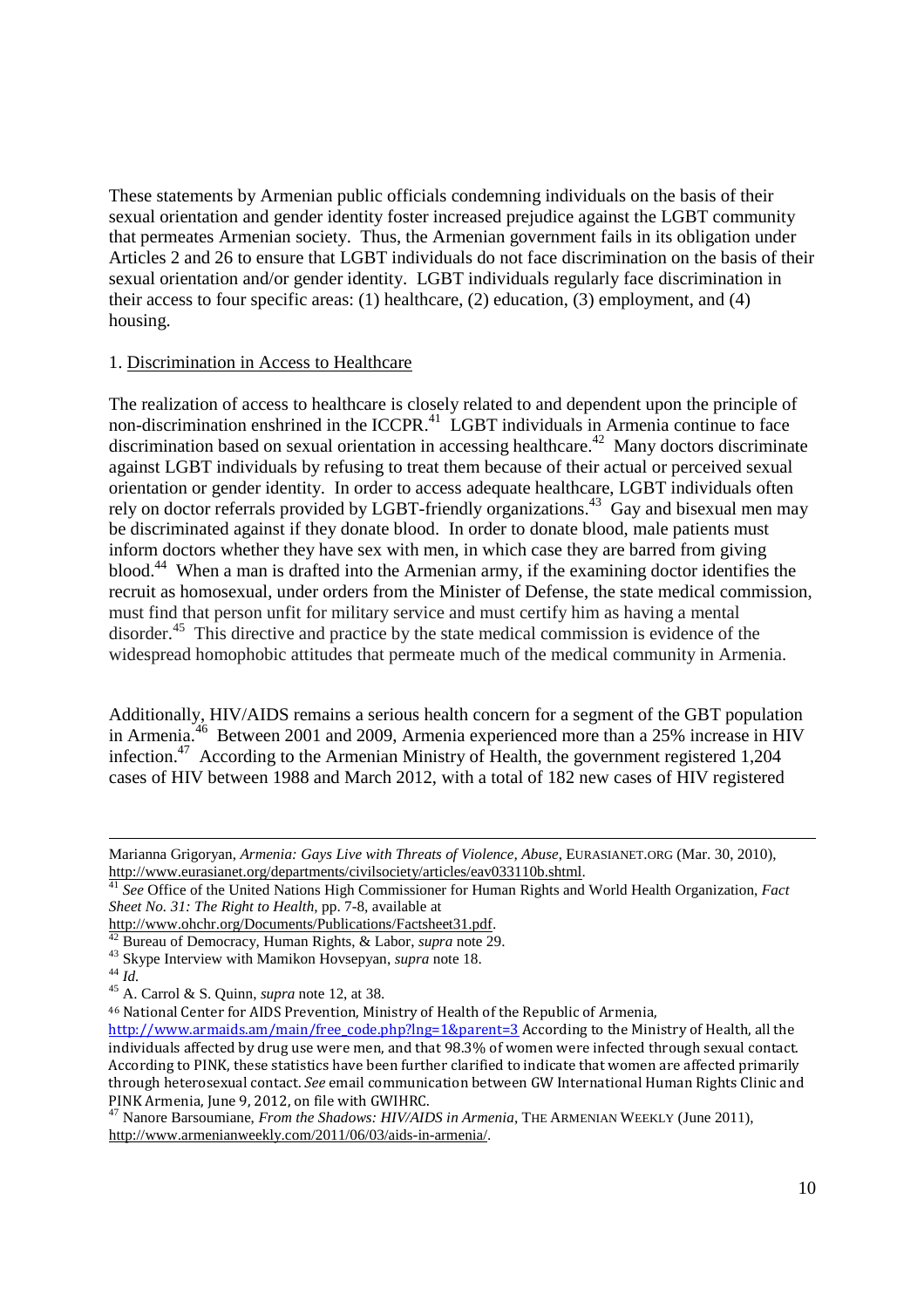These statements by Armenian public officials condemning individuals on the basis of their sexual orientation and gender identity foster increased prejudice against the LGBT community that permeates Armenian society. Thus, the Armenian government fails in its obligation under Articles 2 and 26 to ensure that LGBT individuals do not face discrimination on the basis of their sexual orientation and/or gender identity. LGBT individuals regularly face discrimination in their access to four specific areas: (1) healthcare, (2) education, (3) employment, and (4) housing.

1. Discrimination in Access to Healthcare

The realization of access to healthcare is closely related to and dependent upon the principle of non-discrimination enshrined in the ICCPR.[41] LGBT individuals in Armenia continue to face discrimination based on sexual orientation in accessing healthcare.[42] Many doctors discriminate against LGBT individuals by refusing to treat them because of their actual or perceived sexual orientation or gender identity. In order to access adequate healthcare, LGBT individuals often rely on doctor referrals provided by LGBT-friendly organizations.[43] Gay and bisexual men may be discriminated against if they donate blood. In order to donate blood, male patients must inform doctors whether they have sex with men, in which case they are barred from giving blood.[44] When a man is drafted into the Armenian army, if the examining doctor identifies the recruit as homosexual, under orders from the Minister of Defense, the state medical commission, must find that person unfit for military service and must certify him as having a mental disorder.[45] This directive and practice by the state medical commission is evidence of the widespread homophobic attitudes that permeate much of the medical community in Armenia.

Additionally, HIV/AIDS remains a serious health concern for a segment of the GBT population in Armenia.[46] Between 2001 and 2009, Armenia experienced more than a 25% increase in HIV infection.[47] According to the Armenian Ministry of Health, the government registered 1,204 cases of HIV between 1988 and March 2012, with a total of 182 new cases of HIV registered

---

Marianna Grigoryan, *Armenia: Gays Live with Threats of Violence, Abuse*, EURASIANET.ORG (Mar. 30, 2010), http://www.eurasianet.org/departments/civilsociety/articles/eav033110b.shtml.

[41] *See* Office of the United Nations High Commissioner for Human Rights and World Health Organization, *Fact Sheet No. 31: The Right to Health*, pp. 7-8, available at http://www.ohchr.org/Documents/Publications/Factsheet31.pdf.

[42] Bureau of Democracy, Human Rights, & Labor, *supra* note 29.

[43] Skype Interview with Mamikon Hovsepyan, *supra* note 18.

[44] *Id*.

[45] A. Carrol & S. Quinn, *supra* note 12, at 38.

[46] National Center for AIDS Prevention, Ministry of Health of the Republic of Armenia, http://www.armaids.am/main/free_code.php?lng=1&parent=3 According to the Ministry of Health, all the individuals affected by drug use were men, and that 98.3% of women were infected through sexual contact. According to PINK, these statistics have been further clarified to indicate that women are affected primarily through heterosexual contact. *See* email communication between GW International Human Rights Clinic and PINK Armenia, June 9, 2012, on file with GWIHRC.

[47] Nanore Barsoumiane, *From the Shadows: HIV/AIDS in Armenia*, THE ARMENIAN WEEKLY (June 2011), http://www.armenianweekly.com/2011/06/03/aids-in-armenia/.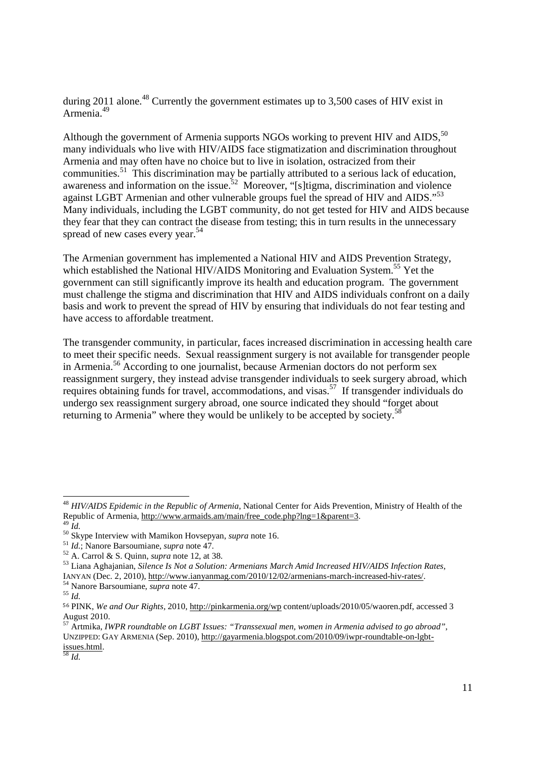during 2011 alone.[48] Currently the government estimates up to 3,500 cases of HIV exist in Armenia.[49]

Although the government of Armenia supports NGOs working to prevent HIV and AIDS,[50] many individuals who live with HIV/AIDS face stigmatization and discrimination throughout Armenia and may often have no choice but to live in isolation, ostracized from their communities.[51] This discrimination may be partially attributed to a serious lack of education, awareness and information on the issue.[52] Moreover, "[s]tigma, discrimination and violence against LGBT Armenian and other vulnerable groups fuel the spread of HIV and AIDS."[53] Many individuals, including the LGBT community, do not get tested for HIV and AIDS because they fear that they can contract the disease from testing; this in turn results in the unnecessary spread of new cases every year.[54]

The Armenian government has implemented a National HIV and AIDS Prevention Strategy, which established the National HIV/AIDS Monitoring and Evaluation System.[55] Yet the government can still significantly improve its health and education program. The government must challenge the stigma and discrimination that HIV and AIDS individuals confront on a daily basis and work to prevent the spread of HIV by ensuring that individuals do not fear testing and have access to affordable treatment.

The transgender community, in particular, faces increased discrimination in accessing health care to meet their specific needs. Sexual reassignment surgery is not available for transgender people in Armenia.[56] According to one journalist, because Armenian doctors do not perform sex reassignment surgery, they instead advise transgender individuals to seek surgery abroad, which requires obtaining funds for travel, accommodations, and visas.[57] If transgender individuals do undergo sex reassignment surgery abroad, one source indicated they should "forget about returning to Armenia" where they would be unlikely to be accepted by society.[58]

---

[48] *HIV/AIDS Epidemic in the Republic of Armenia*, National Center for Aids Prevention, Ministry of Health of the Republic of Armenia, http://www.armaids.am/main/free_code.php?lng=1&parent=3.

[49] *Id.*

[50] Skype Interview with Mamikon Hovsepyan, *supra* note 16.

[51] *Id.*; Nanore Barsoumiane, *supra* note 47.

[52] A. Carrol & S. Quinn, *supra* note 12, at 38.

[53] Liana Aghajanian, *Silence Is Not a Solution: Armenians March Amid Increased HIV/AIDS Infection Rates*, IANYAN (Dec. 2, 2010), http://www.ianyanmag.com/2010/12/02/armenians-march-increased-hiv-rates/.

[54] Nanore Barsoumiane, *supra* note 47.

[55] *Id.*

[56] PINK, *We and Our Rights*, 2010, http://pinkarmenia.org/wp content/uploads/2010/05/waoren.pdf, accessed 3 August 2010.

[57] Artmika, *IWPR roundtable on LGBT Issues: "Transsexual men, women in Armenia advised to go abroad"*, UNZIPPED: GAY ARMENIA (Sep. 2010), http://gayarmenia.blogspot.com/2010/09/iwpr-roundtable-on-lgbt-issues.html.

[58] *Id.*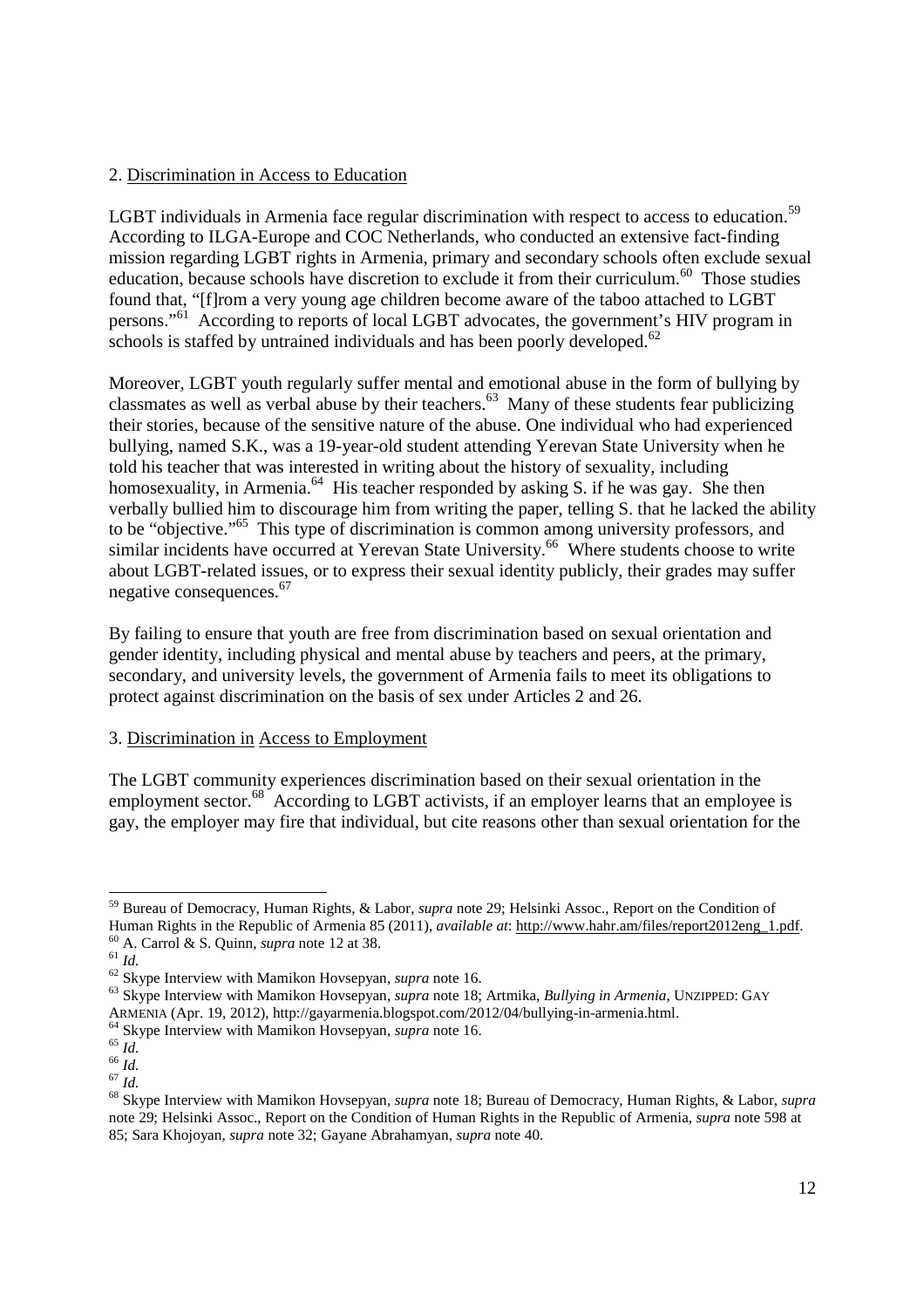2. Discrimination in Access to Education

LGBT individuals in Armenia face regular discrimination with respect to access to education.[59] According to ILGA-Europe and COC Netherlands, who conducted an extensive fact-finding mission regarding LGBT rights in Armenia, primary and secondary schools often exclude sexual education, because schools have discretion to exclude it from their curriculum.[60] Those studies found that, "[f]rom a very young age children become aware of the taboo attached to LGBT persons."[61] According to reports of local LGBT advocates, the government's HIV program in schools is staffed by untrained individuals and has been poorly developed.[62]

Moreover, LGBT youth regularly suffer mental and emotional abuse in the form of bullying by classmates as well as verbal abuse by their teachers.[63] Many of these students fear publicizing their stories, because of the sensitive nature of the abuse. One individual who had experienced bullying, named S.K., was a 19-year-old student attending Yerevan State University when he told his teacher that was interested in writing about the history of sexuality, including homosexuality, in Armenia.[64] His teacher responded by asking S. if he was gay. She then verbally bullied him to discourage him from writing the paper, telling S. that he lacked the ability to be "objective."[65] This type of discrimination is common among university professors, and similar incidents have occurred at Yerevan State University.[66] Where students choose to write about LGBT-related issues, or to express their sexual identity publicly, their grades may suffer negative consequences.[67]

By failing to ensure that youth are free from discrimination based on sexual orientation and gender identity, including physical and mental abuse by teachers and peers, at the primary, secondary, and university levels, the government of Armenia fails to meet its obligations to protect against discrimination on the basis of sex under Articles 2 and 26.

3. Discrimination in Access to Employment

The LGBT community experiences discrimination based on their sexual orientation in the employment sector.[68] According to LGBT activists, if an employer learns that an employee is gay, the employer may fire that individual, but cite reasons other than sexual orientation for the

---

[59] Bureau of Democracy, Human Rights, & Labor, *supra* note 29; Helsinki Assoc., Report on the Condition of Human Rights in the Republic of Armenia 85 (2011), *available at*: http://www.hahr.am/files/report2012eng_1.pdf.

[60] A. Carrol & S. Quinn, *supra* note 12 at 38.

[61] *Id.*

[62] Skype Interview with Mamikon Hovsepyan, *supra* note 16.

[63] Skype Interview with Mamikon Hovsepyan, *supra* note 18; Artmika, *Bullying in Armenia*, UNZIPPED: GAY ARMENIA (Apr. 19, 2012), http://gayarmenia.blogspot.com/2012/04/bullying-in-armenia.html.

[64] Skype Interview with Mamikon Hovsepyan, *supra* note 16.

[65] *Id.*

[66] *Id.*

[67] *Id.*

[68] Skype Interview with Mamikon Hovsepyan, *supra* note 18; Bureau of Democracy, Human Rights, & Labor, *supra* note 29; Helsinki Assoc., Report on the Condition of Human Rights in the Republic of Armenia, *supra* note 598 at 85; Sara Khojoyan, *supra* note 32; Gayane Abrahamyan, *supra* note 40.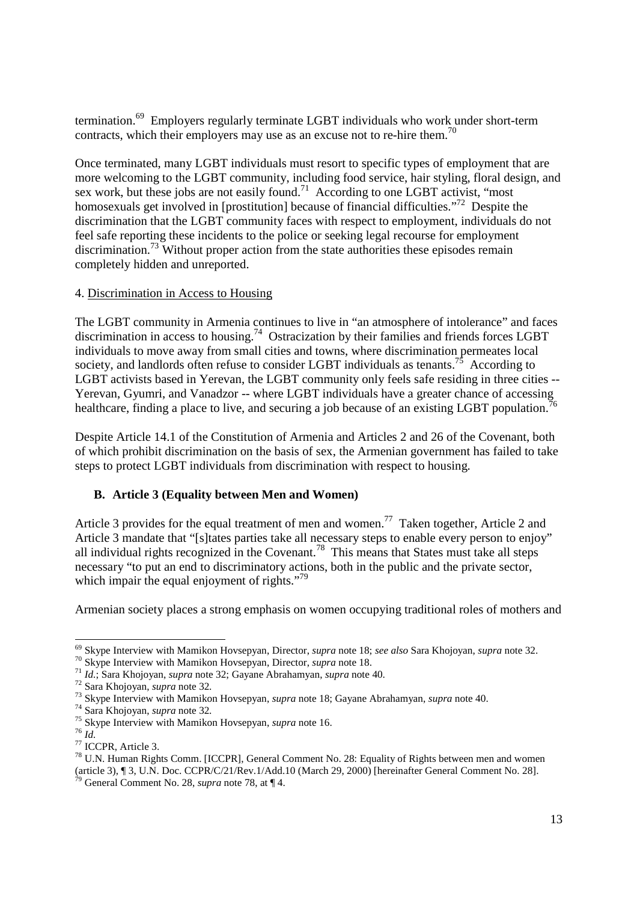termination.[69] Employers regularly terminate LGBT individuals who work under short-term contracts, which their employers may use as an excuse not to re-hire them.[70]

Once terminated, many LGBT individuals must resort to specific types of employment that are more welcoming to the LGBT community, including food service, hair styling, floral design, and sex work, but these jobs are not easily found.[71] According to one LGBT activist, "most homosexuals get involved in [prostitution] because of financial difficulties."[72] Despite the discrimination that the LGBT community faces with respect to employment, individuals do not feel safe reporting these incidents to the police or seeking legal recourse for employment discrimination.[73] Without proper action from the state authorities these episodes remain completely hidden and unreported.

4. <u>Discrimination in Access to Housing</u>

The LGBT community in Armenia continues to live in "an atmosphere of intolerance" and faces discrimination in access to housing.[74] Ostracization by their families and friends forces LGBT individuals to move away from small cities and towns, where discrimination permeates local society, and landlords often refuse to consider LGBT individuals as tenants.[75] According to LGBT activists based in Yerevan, the LGBT community only feels safe residing in three cities -- Yerevan, Gyumri, and Vanadzor -- where LGBT individuals have a greater chance of accessing healthcare, finding a place to live, and securing a job because of an existing LGBT population.[76]

Despite Article 14.1 of the Constitution of Armenia and Articles 2 and 26 of the Covenant, both of which prohibit discrimination on the basis of sex, the Armenian government has failed to take steps to protect LGBT individuals from discrimination with respect to housing.

### B. Article 3 (Equality between Men and Women)

Article 3 provides for the equal treatment of men and women.[77] Taken together, Article 2 and Article 3 mandate that "[s]tates parties take all necessary steps to enable every person to enjoy" all individual rights recognized in the Covenant.[78] This means that States must take all steps necessary "to put an end to discriminatory actions, both in the public and the private sector, which impair the equal enjoyment of rights."[79]

Armenian society places a strong emphasis on women occupying traditional roles of mothers and

---

[69] Skype Interview with Mamikon Hovsepyan, Director, *supra* note 18; *see also* Sara Khojoyan, *supra* note 32.
[70] Skype Interview with Mamikon Hovsepyan, Director, *supra* note 18.
[71] *Id.*; Sara Khojoyan, *supra* note 32; Gayane Abrahamyan, *supra* note 40.
[72] Sara Khojoyan, *supra* note 32.
[73] Skype Interview with Mamikon Hovsepyan, *supra* note 18; Gayane Abrahamyan, *supra* note 40.
[74] Sara Khojoyan, *supra* note 32.
[75] Skype Interview with Mamikon Hovsepyan, *supra* note 16.
[76] *Id.*
[77] ICCPR, Article 3.
[78] U.N. Human Rights Comm. [ICCPR], General Comment No. 28: Equality of Rights between men and women (article 3), ¶ 3, U.N. Doc. CCPR/C/21/Rev.1/Add.10 (March 29, 2000) [hereinafter General Comment No. 28].
[79] General Comment No. 28, *supra* note 78, at ¶ 4.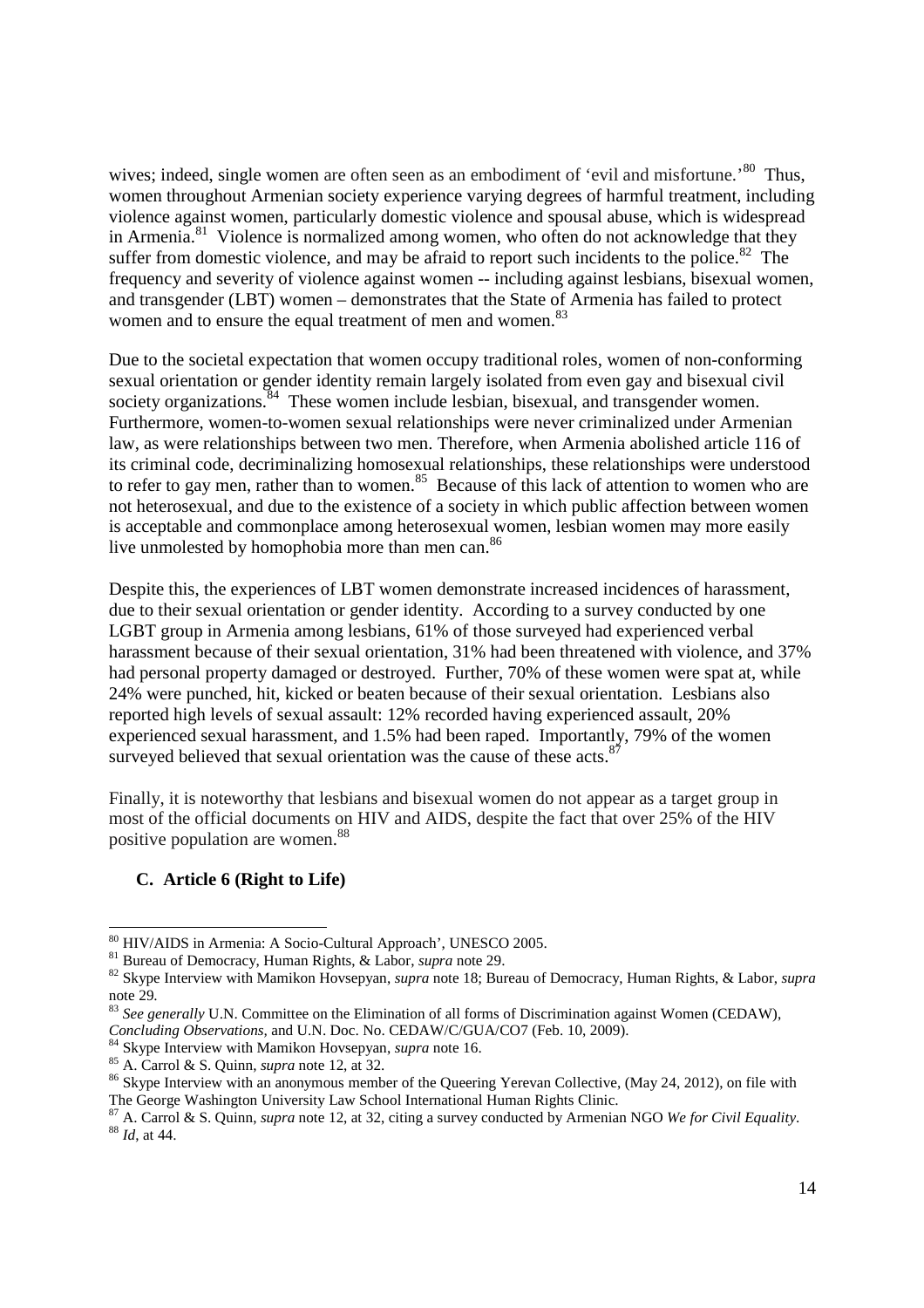wives; indeed, single women are often seen as an embodiment of 'evil and misfortune.'[80] Thus, women throughout Armenian society experience varying degrees of harmful treatment, including violence against women, particularly domestic violence and spousal abuse, which is widespread in Armenia.[81] Violence is normalized among women, who often do not acknowledge that they suffer from domestic violence, and may be afraid to report such incidents to the police.[82] The frequency and severity of violence against women -- including against lesbians, bisexual women, and transgender (LBT) women – demonstrates that the State of Armenia has failed to protect women and to ensure the equal treatment of men and women.[83]

Due to the societal expectation that women occupy traditional roles, women of non-conforming sexual orientation or gender identity remain largely isolated from even gay and bisexual civil society organizations.[84] These women include lesbian, bisexual, and transgender women. Furthermore, women-to-women sexual relationships were never criminalized under Armenian law, as were relationships between two men. Therefore, when Armenia abolished article 116 of its criminal code, decriminalizing homosexual relationships, these relationships were understood to refer to gay men, rather than to women.[85] Because of this lack of attention to women who are not heterosexual, and due to the existence of a society in which public affection between women is acceptable and commonplace among heterosexual women, lesbian women may more easily live unmolested by homophobia more than men can.[86]

Despite this, the experiences of LBT women demonstrate increased incidences of harassment, due to their sexual orientation or gender identity. According to a survey conducted by one LGBT group in Armenia among lesbians, 61% of those surveyed had experienced verbal harassment because of their sexual orientation, 31% had been threatened with violence, and 37% had personal property damaged or destroyed. Further, 70% of these women were spat at, while 24% were punched, hit, kicked or beaten because of their sexual orientation. Lesbians also reported high levels of sexual assault: 12% recorded having experienced assault, 20% experienced sexual harassment, and 1.5% had been raped. Importantly, 79% of the women surveyed believed that sexual orientation was the cause of these acts.[87]

Finally, it is noteworthy that lesbians and bisexual women do not appear as a target group in most of the official documents on HIV and AIDS, despite the fact that over 25% of the HIV positive population are women.[88]

### C. Article 6 (Right to Life)

---

[80] HIV/AIDS in Armenia: A Socio-Cultural Approach', UNESCO 2005.

[81] Bureau of Democracy, Human Rights, & Labor, *supra* note 29.

[82] Skype Interview with Mamikon Hovsepyan, *supra* note 18; Bureau of Democracy, Human Rights, & Labor, *supra* note 29.

[83] *See generally* U.N. Committee on the Elimination of all forms of Discrimination against Women (CEDAW), *Concluding Observations,* and U.N. Doc. No. CEDAW/C/GUA/CO7 (Feb. 10, 2009).

[84] Skype Interview with Mamikon Hovsepyan, *supra* note 16.

[85] A. Carrol & S. Quinn, *supra* note 12, at 32.

[86] Skype Interview with an anonymous member of the Queering Yerevan Collective, (May 24, 2012), on file with The George Washington University Law School International Human Rights Clinic.

[87] A. Carrol & S. Quinn, *supra* note 12, at 32, citing a survey conducted by Armenian NGO *We for Civil Equality*.

[88] *Id*, at 44.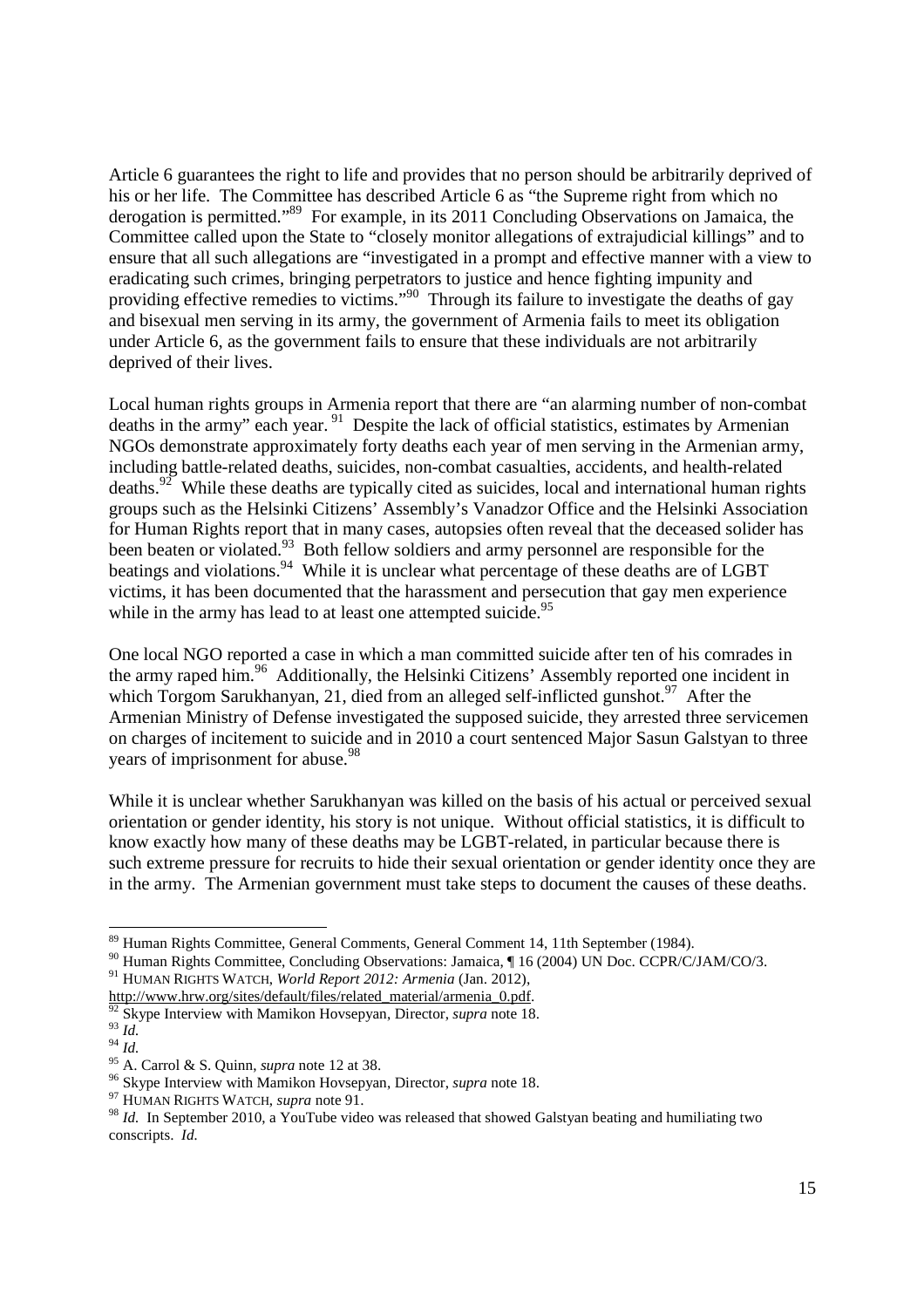Article 6 guarantees the right to life and provides that no person should be arbitrarily deprived of his or her life. The Committee has described Article 6 as "the Supreme right from which no derogation is permitted."[89] For example, in its 2011 Concluding Observations on Jamaica, the Committee called upon the State to "closely monitor allegations of extrajudicial killings" and to ensure that all such allegations are "investigated in a prompt and effective manner with a view to eradicating such crimes, bringing perpetrators to justice and hence fighting impunity and providing effective remedies to victims."[90] Through its failure to investigate the deaths of gay and bisexual men serving in its army, the government of Armenia fails to meet its obligation under Article 6, as the government fails to ensure that these individuals are not arbitrarily deprived of their lives.

Local human rights groups in Armenia report that there are "an alarming number of non-combat deaths in the army" each year.[91] Despite the lack of official statistics, estimates by Armenian NGOs demonstrate approximately forty deaths each year of men serving in the Armenian army, including battle-related deaths, suicides, non-combat casualties, accidents, and health-related deaths.[92] While these deaths are typically cited as suicides, local and international human rights groups such as the Helsinki Citizens' Assembly's Vanadzor Office and the Helsinki Association for Human Rights report that in many cases, autopsies often reveal that the deceased solider has been beaten or violated.[93] Both fellow soldiers and army personnel are responsible for the beatings and violations.[94] While it is unclear what percentage of these deaths are of LGBT victims, it has been documented that the harassment and persecution that gay men experience while in the army has lead to at least one attempted suicide.[95]

One local NGO reported a case in which a man committed suicide after ten of his comrades in the army raped him.[96] Additionally, the Helsinki Citizens' Assembly reported one incident in which Torgom Sarukhanyan, 21, died from an alleged self-inflicted gunshot.[97] After the Armenian Ministry of Defense investigated the supposed suicide, they arrested three servicemen on charges of incitement to suicide and in 2010 a court sentenced Major Sasun Galstyan to three years of imprisonment for abuse.[98]

While it is unclear whether Sarukhanyan was killed on the basis of his actual or perceived sexual orientation or gender identity, his story is not unique. Without official statistics, it is difficult to know exactly how many of these deaths may be LGBT-related, in particular because there is such extreme pressure for recruits to hide their sexual orientation or gender identity once they are in the army. The Armenian government must take steps to document the causes of these deaths.

---

[89] Human Rights Committee, General Comments, General Comment 14, 11th September (1984).

[90] Human Rights Committee, Concluding Observations: Jamaica, ¶ 16 (2004) UN Doc. CCPR/C/JAM/CO/3.

[91] HUMAN RIGHTS WATCH, *World Report 2012: Armenia* (Jan. 2012), http://www.hrw.org/sites/default/files/related_material/armenia_0.pdf.

[92] Skype Interview with Mamikon Hovsepyan, Director, *supra* note 18.

[93] *Id.*

[94] *Id.*

[95] A. Carrol & S. Quinn, *supra* note 12 at 38.

[96] Skype Interview with Mamikon Hovsepyan, Director, *supra* note 18.

[97] HUMAN RIGHTS WATCH, *supra* note 91.

[98] *Id.* In September 2010, a YouTube video was released that showed Galstyan beating and humiliating two conscripts. *Id.*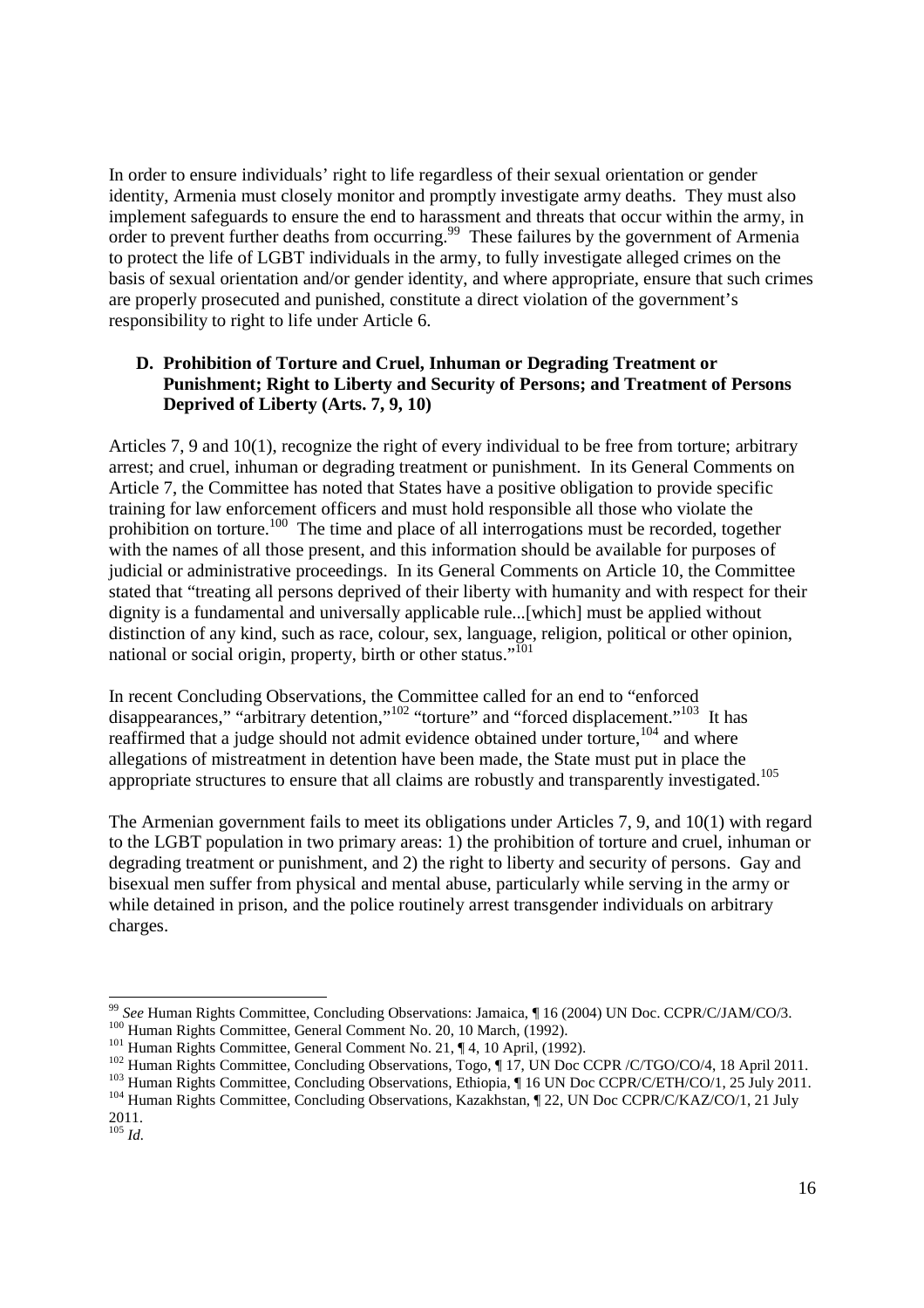In order to ensure individuals' right to life regardless of their sexual orientation or gender identity, Armenia must closely monitor and promptly investigate army deaths. They must also implement safeguards to ensure the end to harassment and threats that occur within the army, in order to prevent further deaths from occurring.[99] These failures by the government of Armenia to protect the life of LGBT individuals in the army, to fully investigate alleged crimes on the basis of sexual orientation and/or gender identity, and where appropriate, ensure that such crimes are properly prosecuted and punished, constitute a direct violation of the government's responsibility to right to life under Article 6.

### D. Prohibition of Torture and Cruel, Inhuman or Degrading Treatment or Punishment; Right to Liberty and Security of Persons; and Treatment of Persons Deprived of Liberty (Arts. 7, 9, 10)

Articles 7, 9 and 10(1), recognize the right of every individual to be free from torture; arbitrary arrest; and cruel, inhuman or degrading treatment or punishment. In its General Comments on Article 7, the Committee has noted that States have a positive obligation to provide specific training for law enforcement officers and must hold responsible all those who violate the prohibition on torture.[100] The time and place of all interrogations must be recorded, together with the names of all those present, and this information should be available for purposes of judicial or administrative proceedings. In its General Comments on Article 10, the Committee stated that "treating all persons deprived of their liberty with humanity and with respect for their dignity is a fundamental and universally applicable rule...[which] must be applied without distinction of any kind, such as race, colour, sex, language, religion, political or other opinion, national or social origin, property, birth or other status."[101]

In recent Concluding Observations, the Committee called for an end to "enforced disappearances," "arbitrary detention,"[102] "torture" and "forced displacement."[103] It has reaffirmed that a judge should not admit evidence obtained under torture,[104] and where allegations of mistreatment in detention have been made, the State must put in place the appropriate structures to ensure that all claims are robustly and transparently investigated.[105]

The Armenian government fails to meet its obligations under Articles 7, 9, and 10(1) with regard to the LGBT population in two primary areas: 1) the prohibition of torture and cruel, inhuman or degrading treatment or punishment, and 2) the right to liberty and security of persons. Gay and bisexual men suffer from physical and mental abuse, particularly while serving in the army or while detained in prison, and the police routinely arrest transgender individuals on arbitrary charges.

---

[99] *See* Human Rights Committee, Concluding Observations: Jamaica, ¶ 16 (2004) UN Doc. CCPR/C/JAM/CO/3.
[100] Human Rights Committee, General Comment No. 20, 10 March, (1992).
[101] Human Rights Committee, General Comment No. 21, ¶ 4, 10 April, (1992).
[102] Human Rights Committee, Concluding Observations, Togo, ¶ 17, UN Doc CCPR /C/TGO/CO/4, 18 April 2011.
[103] Human Rights Committee, Concluding Observations, Ethiopia, ¶ 16 UN Doc CCPR/C/ETH/CO/1, 25 July 2011.
[104] Human Rights Committee, Concluding Observations, Kazakhstan, ¶ 22, UN Doc CCPR/C/KAZ/CO/1, 21 July 2011.
[105] *Id.*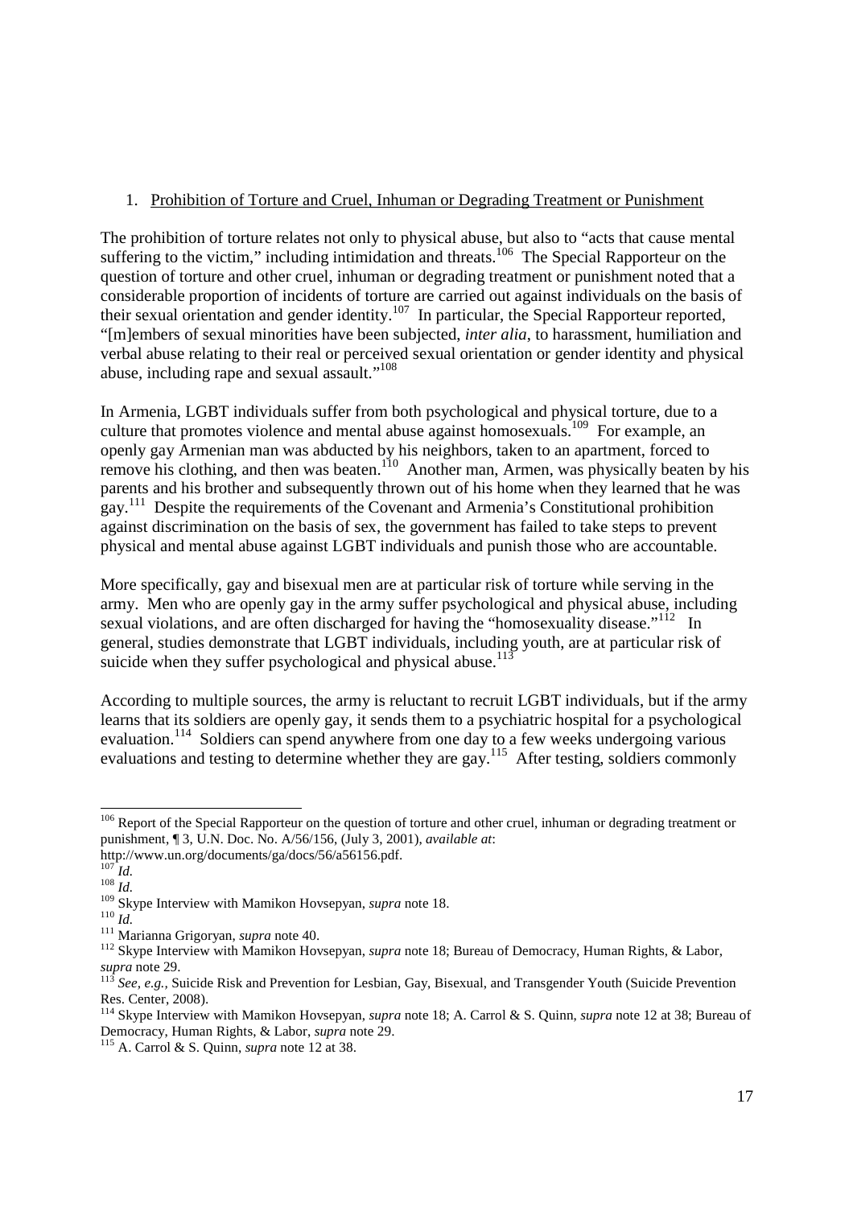1. Prohibition of Torture and Cruel, Inhuman or Degrading Treatment or Punishment

The prohibition of torture relates not only to physical abuse, but also to "acts that cause mental suffering to the victim," including intimidation and threats.[106] The Special Rapporteur on the question of torture and other cruel, inhuman or degrading treatment or punishment noted that a considerable proportion of incidents of torture are carried out against individuals on the basis of their sexual orientation and gender identity.[107] In particular, the Special Rapporteur reported, "[m]embers of sexual minorities have been subjected, *inter alia*, to harassment, humiliation and verbal abuse relating to their real or perceived sexual orientation or gender identity and physical abuse, including rape and sexual assault."[108]

In Armenia, LGBT individuals suffer from both psychological and physical torture, due to a culture that promotes violence and mental abuse against homosexuals.[109] For example, an openly gay Armenian man was abducted by his neighbors, taken to an apartment, forced to remove his clothing, and then was beaten.[110] Another man, Armen, was physically beaten by his parents and his brother and subsequently thrown out of his home when they learned that he was gay.[111] Despite the requirements of the Covenant and Armenia's Constitutional prohibition against discrimination on the basis of sex, the government has failed to take steps to prevent physical and mental abuse against LGBT individuals and punish those who are accountable.

More specifically, gay and bisexual men are at particular risk of torture while serving in the army. Men who are openly gay in the army suffer psychological and physical abuse, including sexual violations, and are often discharged for having the "homosexuality disease."[112] In general, studies demonstrate that LGBT individuals, including youth, are at particular risk of suicide when they suffer psychological and physical abuse.[113]

According to multiple sources, the army is reluctant to recruit LGBT individuals, but if the army learns that its soldiers are openly gay, it sends them to a psychiatric hospital for a psychological evaluation.[114] Soldiers can spend anywhere from one day to a few weeks undergoing various evaluations and testing to determine whether they are gay.[115] After testing, soldiers commonly

---

[106] Report of the Special Rapporteur on the question of torture and other cruel, inhuman or degrading treatment or punishment, ¶ 3, U.N. Doc. No. A/56/156, (July 3, 2001), *available at*: http://www.un.org/documents/ga/docs/56/a56156.pdf.

[107] *Id.*

[108] *Id.*

[109] Skype Interview with Mamikon Hovsepyan, *supra* note 18.

[110] *Id.*

[111] Marianna Grigoryan, *supra* note 40.

[112] Skype Interview with Mamikon Hovsepyan, *supra* note 18; Bureau of Democracy, Human Rights, & Labor, *supra* note 29.

[113] *See, e.g.*, Suicide Risk and Prevention for Lesbian, Gay, Bisexual, and Transgender Youth (Suicide Prevention Res. Center, 2008).

[114] Skype Interview with Mamikon Hovsepyan, *supra* note 18; A. Carrol & S. Quinn, *supra* note 12 at 38; Bureau of Democracy, Human Rights, & Labor, *supra* note 29.

[115] A. Carrol & S. Quinn, *supra* note 12 at 38.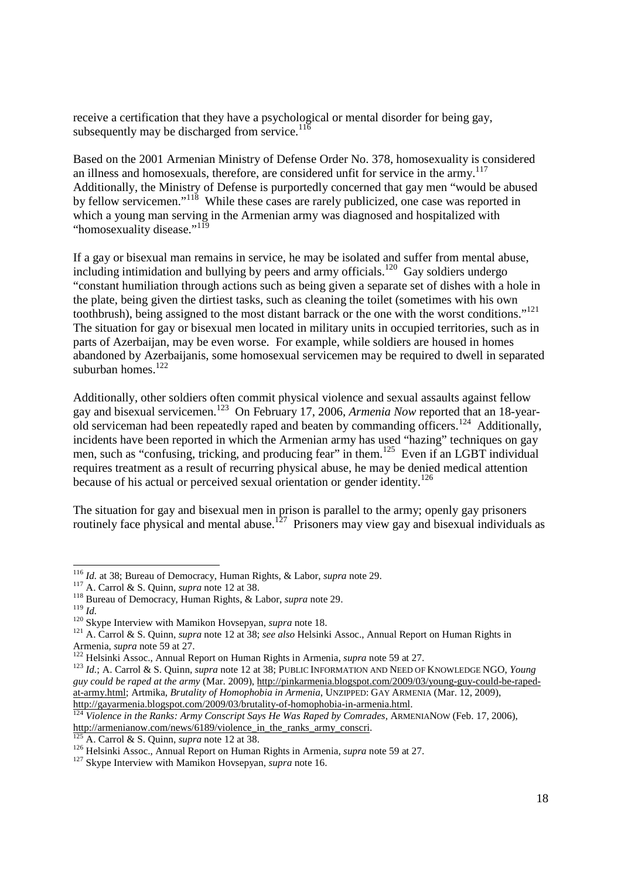receive a certification that they have a psychological or mental disorder for being gay, subsequently may be discharged from service.[116]

Based on the 2001 Armenian Ministry of Defense Order No. 378, homosexuality is considered an illness and homosexuals, therefore, are considered unfit for service in the army.[117] Additionally, the Ministry of Defense is purportedly concerned that gay men "would be abused by fellow servicemen."[118] While these cases are rarely publicized, one case was reported in which a young man serving in the Armenian army was diagnosed and hospitalized with "homosexuality disease."[119]

If a gay or bisexual man remains in service, he may be isolated and suffer from mental abuse, including intimidation and bullying by peers and army officials.[120] Gay soldiers undergo "constant humiliation through actions such as being given a separate set of dishes with a hole in the plate, being given the dirtiest tasks, such as cleaning the toilet (sometimes with his own toothbrush), being assigned to the most distant barrack or the one with the worst conditions."[121] The situation for gay or bisexual men located in military units in occupied territories, such as in parts of Azerbaijan, may be even worse. For example, while soldiers are housed in homes abandoned by Azerbaijanis, some homosexual servicemen may be required to dwell in separated suburban homes.[122]

Additionally, other soldiers often commit physical violence and sexual assaults against fellow gay and bisexual servicemen.[123] On February 17, 2006, *Armenia Now* reported that an 18-year-old serviceman had been repeatedly raped and beaten by commanding officers.[124] Additionally, incidents have been reported in which the Armenian army has used "hazing" techniques on gay men, such as "confusing, tricking, and producing fear" in them.[125] Even if an LGBT individual requires treatment as a result of recurring physical abuse, he may be denied medical attention because of his actual or perceived sexual orientation or gender identity.[126]

The situation for gay and bisexual men in prison is parallel to the army; openly gay prisoners routinely face physical and mental abuse.[127] Prisoners may view gay and bisexual individuals as

---

[116] *Id.* at 38; Bureau of Democracy, Human Rights, & Labor, *supra* note 29.
[117] A. Carrol & S. Quinn, *supra* note 12 at 38.
[118] Bureau of Democracy, Human Rights, & Labor, *supra* note 29.
[119] *Id.*
[120] Skype Interview with Mamikon Hovsepyan, *supra* note 18.
[121] A. Carrol & S. Quinn, *supra* note 12 at 38; *see also* Helsinki Assoc., Annual Report on Human Rights in Armenia, *supra* note 59 at 27.
[122] Helsinki Assoc., Annual Report on Human Rights in Armenia, *supra* note 59 at 27.
[123] *Id.*; A. Carrol & S. Quinn, *supra* note 12 at 38; PUBLIC INFORMATION AND NEED OF KNOWLEDGE NGO, *Young guy could be raped at the army* (Mar. 2009), http://pinkarmenia.blogspot.com/2009/03/young-guy-could-be-raped-at-army.html; Artmika, *Brutality of Homophobia in Armenia*, UNZIPPED: GAY ARMENIA (Mar. 12, 2009), http://gayarmenia.blogspot.com/2009/03/brutality-of-homophobia-in-armenia.html.
[124] *Violence in the Ranks: Army Conscript Says He Was Raped by Comrades*, ARMENIANOW (Feb. 17, 2006), http://armenianow.com/news/6189/violence_in_the_ranks_army_conscri.
[125] A. Carrol & S. Quinn, *supra* note 12 at 38.
[126] Helsinki Assoc., Annual Report on Human Rights in Armenia, *supra* note 59 at 27.
[127] Skype Interview with Mamikon Hovsepyan, *supra* note 16.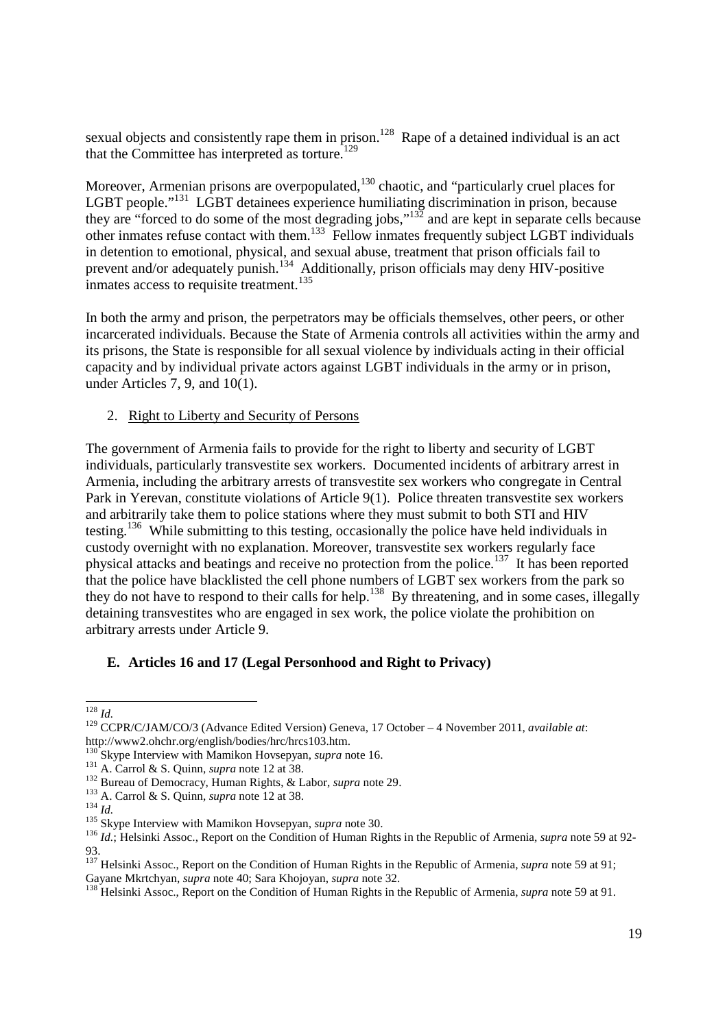sexual objects and consistently rape them in prison.[128] Rape of a detained individual is an act that the Committee has interpreted as torture.[129]

Moreover, Armenian prisons are overpopulated,[130] chaotic, and "particularly cruel places for LGBT people."[131] LGBT detainees experience humiliating discrimination in prison, because they are "forced to do some of the most degrading jobs,"[132] and are kept in separate cells because other inmates refuse contact with them.[133] Fellow inmates frequently subject LGBT individuals in detention to emotional, physical, and sexual abuse, treatment that prison officials fail to prevent and/or adequately punish.[134] Additionally, prison officials may deny HIV-positive inmates access to requisite treatment.[135]

In both the army and prison, the perpetrators may be officials themselves, other peers, or other incarcerated individuals. Because the State of Armenia controls all activities within the army and its prisons, the State is responsible for all sexual violence by individuals acting in their official capacity and by individual private actors against LGBT individuals in the army or in prison, under Articles 7, 9, and 10(1).

2. Right to Liberty and Security of Persons

The government of Armenia fails to provide for the right to liberty and security of LGBT individuals, particularly transvestite sex workers. Documented incidents of arbitrary arrest in Armenia, including the arbitrary arrests of transvestite sex workers who congregate in Central Park in Yerevan, constitute violations of Article 9(1). Police threaten transvestite sex workers and arbitrarily take them to police stations where they must submit to both STI and HIV testing.[136] While submitting to this testing, occasionally the police have held individuals in custody overnight with no explanation. Moreover, transvestite sex workers regularly face physical attacks and beatings and receive no protection from the police.[137] It has been reported that the police have blacklisted the cell phone numbers of LGBT sex workers from the park so they do not have to respond to their calls for help.[138] By threatening, and in some cases, illegally detaining transvestites who are engaged in sex work, the police violate the prohibition on arbitrary arrests under Article 9.

### E. Articles 16 and 17 (Legal Personhood and Right to Privacy)

---

[128] *Id.*

[129] CCPR/C/JAM/CO/3 (Advance Edited Version) Geneva, 17 October – 4 November 2011, *available at*: http://www2.ohchr.org/english/bodies/hrc/hrcs103.htm.

[130] Skype Interview with Mamikon Hovsepyan, *supra* note 16.

[131] A. Carrol & S. Quinn, *supra* note 12 at 38.

[132] Bureau of Democracy, Human Rights, & Labor, *supra* note 29.

[133] A. Carrol & S. Quinn, *supra* note 12 at 38.

[134] *Id.*

[135] Skype Interview with Mamikon Hovsepyan, *supra* note 30.

[136] *Id.*; Helsinki Assoc., Report on the Condition of Human Rights in the Republic of Armenia, *supra* note 59 at 92-93.

[137] Helsinki Assoc., Report on the Condition of Human Rights in the Republic of Armenia, *supra* note 59 at 91; Gayane Mkrtchyan, *supra* note 40; Sara Khojoyan, *supra* note 32.

[138] Helsinki Assoc., Report on the Condition of Human Rights in the Republic of Armenia, *supra* note 59 at 91.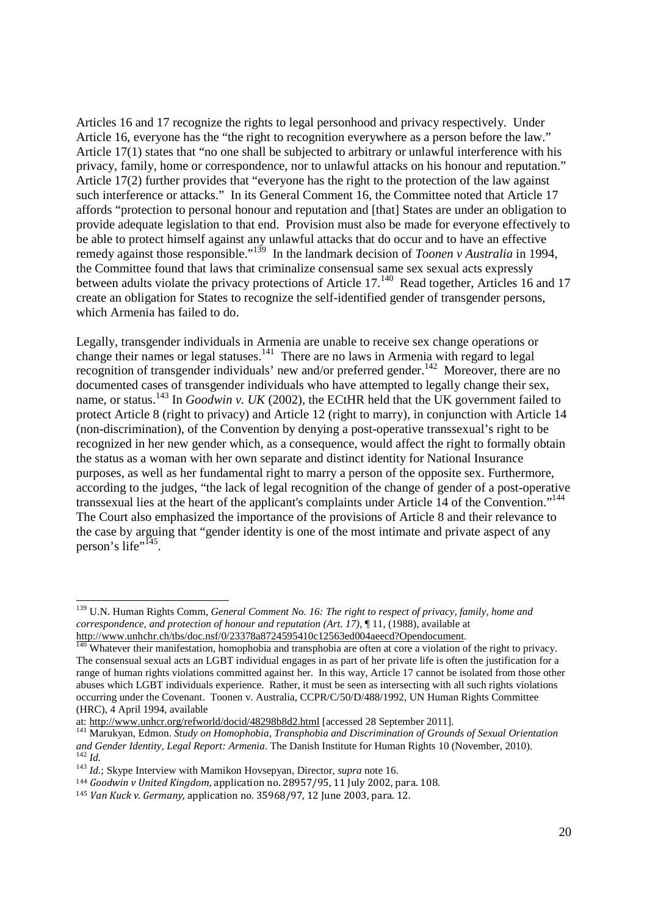Articles 16 and 17 recognize the rights to legal personhood and privacy respectively. Under Article 16, everyone has the "the right to recognition everywhere as a person before the law." Article 17(1) states that "no one shall be subjected to arbitrary or unlawful interference with his privacy, family, home or correspondence, nor to unlawful attacks on his honour and reputation." Article 17(2) further provides that "everyone has the right to the protection of the law against such interference or attacks." In its General Comment 16, the Committee noted that Article 17 affords "protection to personal honour and reputation and [that] States are under an obligation to provide adequate legislation to that end. Provision must also be made for everyone effectively to be able to protect himself against any unlawful attacks that do occur and to have an effective remedy against those responsible."[139] In the landmark decision of *Toonen v Australia* in 1994, the Committee found that laws that criminalize consensual same sex sexual acts expressly between adults violate the privacy protections of Article 17.[140] Read together, Articles 16 and 17 create an obligation for States to recognize the self-identified gender of transgender persons, which Armenia has failed to do.

Legally, transgender individuals in Armenia are unable to receive sex change operations or change their names or legal statuses.[141] There are no laws in Armenia with regard to legal recognition of transgender individuals' new and/or preferred gender.[142] Moreover, there are no documented cases of transgender individuals who have attempted to legally change their sex, name, or status.[143] In *Goodwin v. UK* (2002), the ECtHR held that the UK government failed to protect Article 8 (right to privacy) and Article 12 (right to marry), in conjunction with Article 14 (non-discrimination), of the Convention by denying a post-operative transsexual's right to be recognized in her new gender which, as a consequence, would affect the right to formally obtain the status as a woman with her own separate and distinct identity for National Insurance purposes, as well as her fundamental right to marry a person of the opposite sex. Furthermore, according to the judges, "the lack of legal recognition of the change of gender of a post-operative transsexual lies at the heart of the applicant's complaints under Article 14 of the Convention."[144] The Court also emphasized the importance of the provisions of Article 8 and their relevance to the case by arguing that "gender identity is one of the most intimate and private aspect of any person's life"[145].

---

[139] U.N. Human Rights Comm, *General Comment No. 16: The right to respect of privacy, family, home and correspondence, and protection of honour and reputation (Art. 17)*, ¶ 11, (1988), available at http://www.unhchr.ch/tbs/doc.nsf/0/23378a8724595410c12563ed004aeecd?Opendocument.

[140] Whatever their manifestation, homophobia and transphobia are often at core a violation of the right to privacy. The consensual sexual acts an LGBT individual engages in as part of her private life is often the justification for a range of human rights violations committed against her. In this way, Article 17 cannot be isolated from those other abuses which LGBT individuals experience. Rather, it must be seen as intersecting with all such rights violations occurring under the Covenant. Toonen v. Australia, CCPR/C/50/D/488/1992, UN Human Rights Committee (HRC), 4 April 1994, available at: http://www.unhcr.org/refworld/docid/48298b8d2.html [accessed 28 September 2011].

[141] Marukyan, Edmon. *Study on Homophobia, Transphobia and Discrimination of Grounds of Sexual Orientation and Gender Identity, Legal Report: Armenia*. The Danish Institute for Human Rights 10 (November, 2010).

[142] *Id*.

[143] *Id*.; Skype Interview with Mamikon Hovsepyan, Director, *supra* note 16.

[144] *Goodwin v United Kingdom*, application no. 28957/95, 11 July 2002, para. 108.

[145] *Van Kuck v. Germany*, application no. 35968/97, 12 June 2003, para. 12.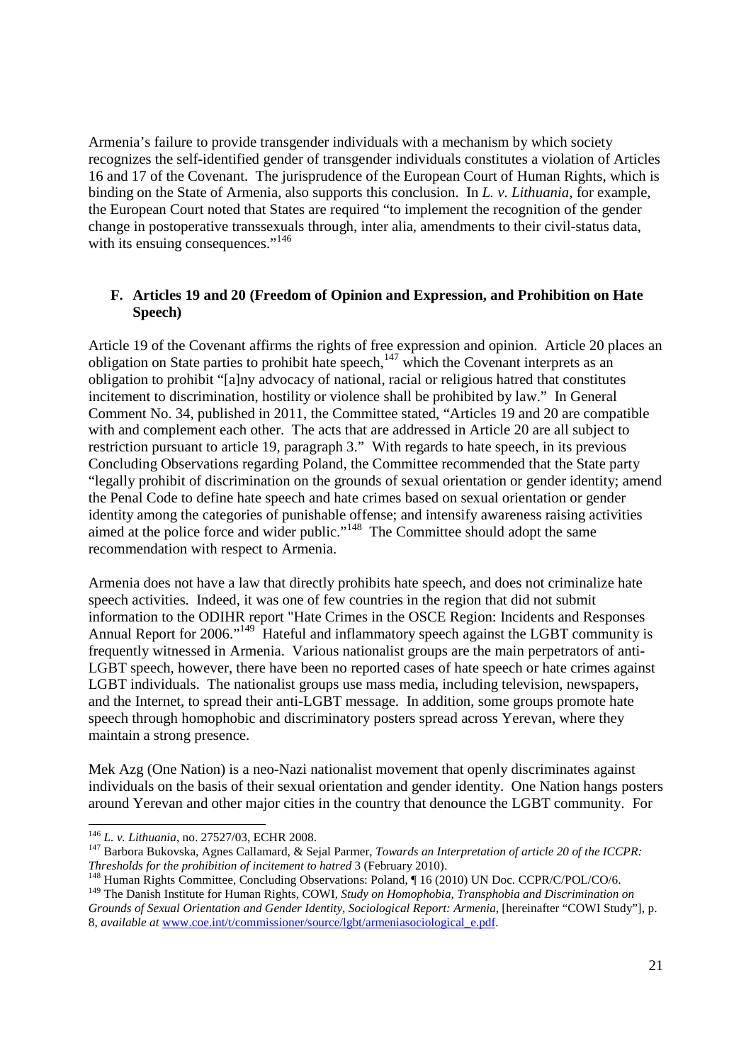Armenia's failure to provide transgender individuals with a mechanism by which society recognizes the self-identified gender of transgender individuals constitutes a violation of Articles 16 and 17 of the Covenant. The jurisprudence of the European Court of Human Rights, which is binding on the State of Armenia, also supports this conclusion. In *L. v. Lithuania*, for example, the European Court noted that States are required "to implement the recognition of the gender change in postoperative transsexuals through, inter alia, amendments to their civil-status data, with its ensuing consequences."[146]

### F. Articles 19 and 20 (Freedom of Opinion and Expression, and Prohibition on Hate Speech)

Article 19 of the Covenant affirms the rights of free expression and opinion. Article 20 places an obligation on State parties to prohibit hate speech,[147] which the Covenant interprets as an obligation to prohibit "[a]ny advocacy of national, racial or religious hatred that constitutes incitement to discrimination, hostility or violence shall be prohibited by law." In General Comment No. 34, published in 2011, the Committee stated, "Articles 19 and 20 are compatible with and complement each other. The acts that are addressed in Article 20 are all subject to restriction pursuant to article 19, paragraph 3." With regards to hate speech, in its previous Concluding Observations regarding Poland, the Committee recommended that the State party "legally prohibit of discrimination on the grounds of sexual orientation or gender identity; amend the Penal Code to define hate speech and hate crimes based on sexual orientation or gender identity among the categories of punishable offense; and intensify awareness raising activities aimed at the police force and wider public."[148] The Committee should adopt the same recommendation with respect to Armenia.

Armenia does not have a law that directly prohibits hate speech, and does not criminalize hate speech activities. Indeed, it was one of few countries in the region that did not submit information to the ODIHR report "Hate Crimes in the OSCE Region: Incidents and Responses Annual Report for 2006."[149] Hateful and inflammatory speech against the LGBT community is frequently witnessed in Armenia. Various nationalist groups are the main perpetrators of anti-LGBT speech, however, there have been no reported cases of hate speech or hate crimes against LGBT individuals. The nationalist groups use mass media, including television, newspapers, and the Internet, to spread their anti-LGBT message. In addition, some groups promote hate speech through homophobic and discriminatory posters spread across Yerevan, where they maintain a strong presence.

Mek Azg (One Nation) is a neo-Nazi nationalist movement that openly discriminates against individuals on the basis of their sexual orientation and gender identity. One Nation hangs posters around Yerevan and other major cities in the country that denounce the LGBT community. For

---

[146] *L. v. Lithuania*, no. 27527/03, ECHR 2008.

[147] Barbora Bukovska, Agnes Callamard, & Sejal Parmer, *Towards an Interpretation of article 20 of the ICCPR: Thresholds for the prohibition of incitement to hatred* 3 (February 2010).

[148] Human Rights Committee, Concluding Observations: Poland, ¶ 16 (2010) UN Doc. CCPR/C/POL/CO/6.

[149] The Danish Institute for Human Rights, COWI, *Study on Homophobia, Transphobia and Discrimination on Grounds of Sexual Orientation and Gender Identity, Sociological Report: Armenia*, [hereinafter "COWI Study"], p. 8, *available at* www.coe.int/t/commissioner/source/lgbt/armeniasociological_e.pdf.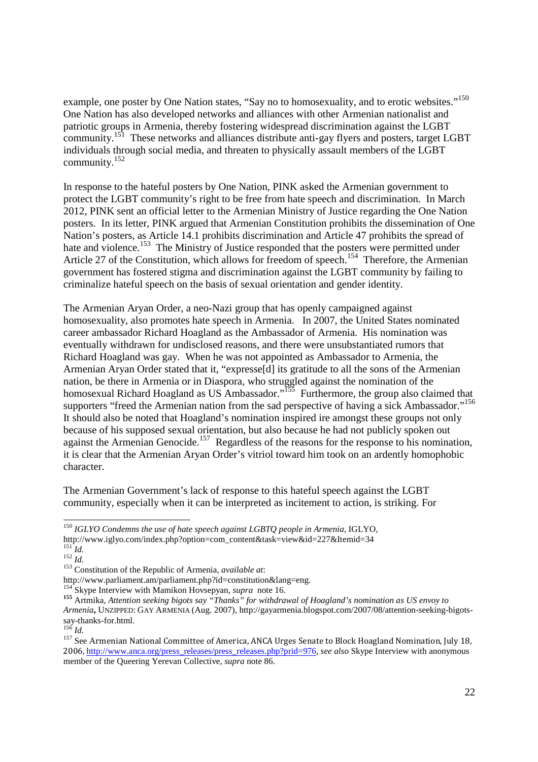example, one poster by One Nation states, "Say no to homosexuality, and to erotic websites."[150] One Nation has also developed networks and alliances with other Armenian nationalist and patriotic groups in Armenia, thereby fostering widespread discrimination against the LGBT community.[151] These networks and alliances distribute anti-gay flyers and posters, target LGBT individuals through social media, and threaten to physically assault members of the LGBT community.[152]

In response to the hateful posters by One Nation, PINK asked the Armenian government to protect the LGBT community's right to be free from hate speech and discrimination. In March 2012, PINK sent an official letter to the Armenian Ministry of Justice regarding the One Nation posters. In its letter, PINK argued that Armenian Constitution prohibits the dissemination of One Nation's posters, as Article 14.1 prohibits discrimination and Article 47 prohibits the spread of hate and violence.[153] The Ministry of Justice responded that the posters were permitted under Article 27 of the Constitution, which allows for freedom of speech.[154] Therefore, the Armenian government has fostered stigma and discrimination against the LGBT community by failing to criminalize hateful speech on the basis of sexual orientation and gender identity.

The Armenian Aryan Order, a neo-Nazi group that has openly campaigned against homosexuality, also promotes hate speech in Armenia. In 2007, the United States nominated career ambassador Richard Hoagland as the Ambassador of Armenia. His nomination was eventually withdrawn for undisclosed reasons, and there were unsubstantiated rumors that Richard Hoagland was gay. When he was not appointed as Ambassador to Armenia, the Armenian Aryan Order stated that it, "expresse[d] its gratitude to all the sons of the Armenian nation, be there in Armenia or in Diaspora, who struggled against the nomination of the homosexual Richard Hoagland as US Ambassador."[155] Furthermore, the group also claimed that supporters "freed the Armenian nation from the sad perspective of having a sick Ambassador."[156] It should also be noted that Hoagland's nomination inspired ire amongst these groups not only because of his supposed sexual orientation, but also because he had not publicly spoken out against the Armenian Genocide.[157] Regardless of the reasons for the response to his nomination, it is clear that the Armenian Aryan Order's vitriol toward him took on an ardently homophobic character.

The Armenian Government's lack of response to this hateful speech against the LGBT community, especially when it can be interpreted as incitement to action, is striking. For

---

[150] *IGLYO Condemns the use of hate speech against LGBTQ people in Armenia*, IGLYO, http://www.iglyo.com/index.php?option=com_content&task=view&id=227&Itemid=34

[151] *Id.*

[152] *Id.*

[153] Constitution of the Republic of Armenia, *available at*: http://www.parliament.am/parliament.php?id=constitution&lang=eng.

[154] Skype Interview with Mamikon Hovsepyan, *supra* note 16.

[155] Artmika, *Attention seeking bigots say "Thanks" for withdrawal of Hoagland's nomination as US envoy to Armenia*, UNZIPPED: GAY ARMENIA (Aug. 2007), http://gayarmenia.blogspot.com/2007/08/attention-seeking-bigots-say-thanks-for.html.

[156] *Id.*

[157] See Armenian National Committee of America, ANCA Urges Senate to Block Hoagland Nomination, July 18, 2006, http://www.anca.org/press_releases/press_releases.php?prid=976, *see also* Skype Interview with anonymous member of the Queering Yerevan Collective, *supra* note 86.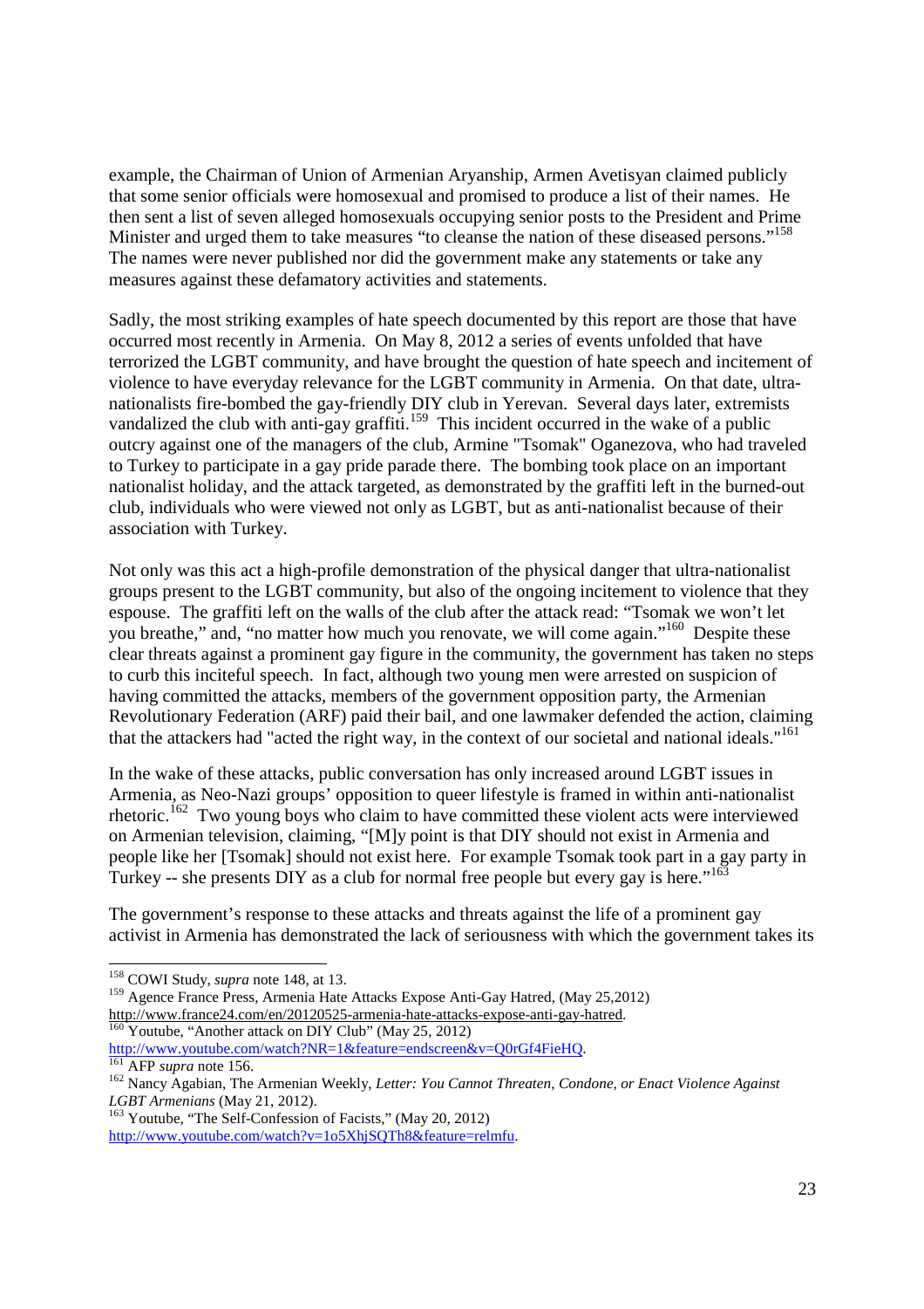example, the Chairman of Union of Armenian Aryanship, Armen Avetisyan claimed publicly that some senior officials were homosexual and promised to produce a list of their names. He then sent a list of seven alleged homosexuals occupying senior posts to the President and Prime Minister and urged them to take measures "to cleanse the nation of these diseased persons."[158] The names were never published nor did the government make any statements or take any measures against these defamatory activities and statements.

Sadly, the most striking examples of hate speech documented by this report are those that have occurred most recently in Armenia. On May 8, 2012 a series of events unfolded that have terrorized the LGBT community, and have brought the question of hate speech and incitement of violence to have everyday relevance for the LGBT community in Armenia. On that date, ultra-nationalists fire-bombed the gay-friendly DIY club in Yerevan. Several days later, extremists vandalized the club with anti-gay graffiti.[159] This incident occurred in the wake of a public outcry against one of the managers of the club, Armine "Tsomak" Oganezova, who had traveled to Turkey to participate in a gay pride parade there. The bombing took place on an important nationalist holiday, and the attack targeted, as demonstrated by the graffiti left in the burned-out club, individuals who were viewed not only as LGBT, but as anti-nationalist because of their association with Turkey.

Not only was this act a high-profile demonstration of the physical danger that ultra-nationalist groups present to the LGBT community, but also of the ongoing incitement to violence that they espouse. The graffiti left on the walls of the club after the attack read: "Tsomak we won't let you breathe," and, "no matter how much you renovate, we will come again."[160] Despite these clear threats against a prominent gay figure in the community, the government has taken no steps to curb this inciteful speech. In fact, although two young men were arrested on suspicion of having committed the attacks, members of the government opposition party, the Armenian Revolutionary Federation (ARF) paid their bail, and one lawmaker defended the action, claiming that the attackers had "acted the right way, in the context of our societal and national ideals."[161]

In the wake of these attacks, public conversation has only increased around LGBT issues in Armenia, as Neo-Nazi groups' opposition to queer lifestyle is framed in within anti-nationalist rhetoric.[162] Two young boys who claim to have committed these violent acts were interviewed on Armenian television, claiming, "[M]y point is that DIY should not exist in Armenia and people like her [Tsomak] should not exist here. For example Tsomak took part in a gay party in Turkey -- she presents DIY as a club for normal free people but every gay is here."[163]

The government's response to these attacks and threats against the life of a prominent gay activist in Armenia has demonstrated the lack of seriousness with which the government takes its

---

[158] COWI Study, *supra* note 148, at 13.

[159] Agence France Press, Armenia Hate Attacks Expose Anti-Gay Hatred, (May 25,2012) http://www.france24.com/en/20120525-armenia-hate-attacks-expose-anti-gay-hatred.

[160] Youtube, "Another attack on DIY Club" (May 25, 2012) http://www.youtube.com/watch?NR=1&feature=endscreen&v=Q0rGf4FieHQ.

[161] AFP *supra* note 156.

[162] Nancy Agabian, The Armenian Weekly, *Letter: You Cannot Threaten, Condone, or Enact Violence Against LGBT Armenians* (May 21, 2012).

[163] Youtube, "The Self-Confession of Facists," (May 20, 2012) http://www.youtube.com/watch?v=1o5XhjSQTh8&feature=relmfu.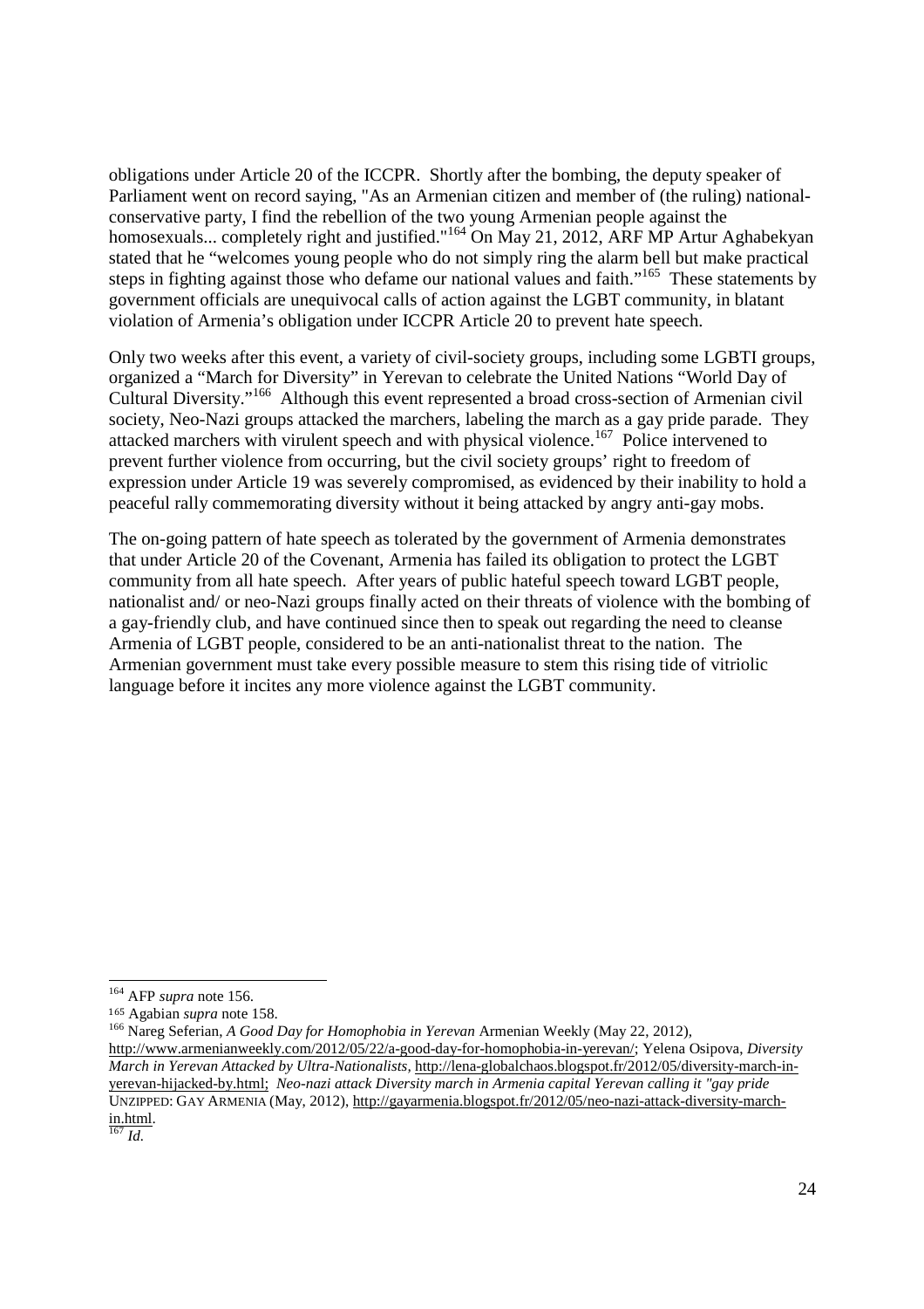obligations under Article 20 of the ICCPR. Shortly after the bombing, the deputy speaker of Parliament went on record saying, "As an Armenian citizen and member of (the ruling) national-conservative party, I find the rebellion of the two young Armenian people against the homosexuals... completely right and justified."[164] On May 21, 2012, ARF MP Artur Aghabekyan stated that he "welcomes young people who do not simply ring the alarm bell but make practical steps in fighting against those who defame our national values and faith."[165] These statements by government officials are unequivocal calls of action against the LGBT community, in blatant violation of Armenia's obligation under ICCPR Article 20 to prevent hate speech.

Only two weeks after this event, a variety of civil-society groups, including some LGBTI groups, organized a "March for Diversity" in Yerevan to celebrate the United Nations "World Day of Cultural Diversity."[166] Although this event represented a broad cross-section of Armenian civil society, Neo-Nazi groups attacked the marchers, labeling the march as a gay pride parade. They attacked marchers with virulent speech and with physical violence.[167] Police intervened to prevent further violence from occurring, but the civil society groups' right to freedom of expression under Article 19 was severely compromised, as evidenced by their inability to hold a peaceful rally commemorating diversity without it being attacked by angry anti-gay mobs.

The on-going pattern of hate speech as tolerated by the government of Armenia demonstrates that under Article 20 of the Covenant, Armenia has failed its obligation to protect the LGBT community from all hate speech. After years of public hateful speech toward LGBT people, nationalist and/ or neo-Nazi groups finally acted on their threats of violence with the bombing of a gay-friendly club, and have continued since then to speak out regarding the need to cleanse Armenia of LGBT people, considered to be an anti-nationalist threat to the nation. The Armenian government must take every possible measure to stem this rising tide of vitriolic language before it incites any more violence against the LGBT community.

---

[164] AFP *supra* note 156.

[165] Agabian *supra* note 158.

[166] Nareg Seferian, *A Good Day for Homophobia in Yerevan* Armenian Weekly (May 22, 2012), http://www.armenianweekly.com/2012/05/22/a-good-day-for-homophobia-in-yerevan/; Yelena Osipova, *Diversity March in Yerevan Attacked by Ultra-Nationalists,* http://lena-globalchaos.blogspot.fr/2012/05/diversity-march-in-yerevan-hijacked-by.html; *Neo-nazi attack Diversity march in Armenia capital Yerevan calling it "gay pride* UNZIPPED: GAY ARMENIA (May, 2012), http://gayarmenia.blogspot.fr/2012/05/neo-nazi-attack-diversity-march-in.html.

[167] *Id.*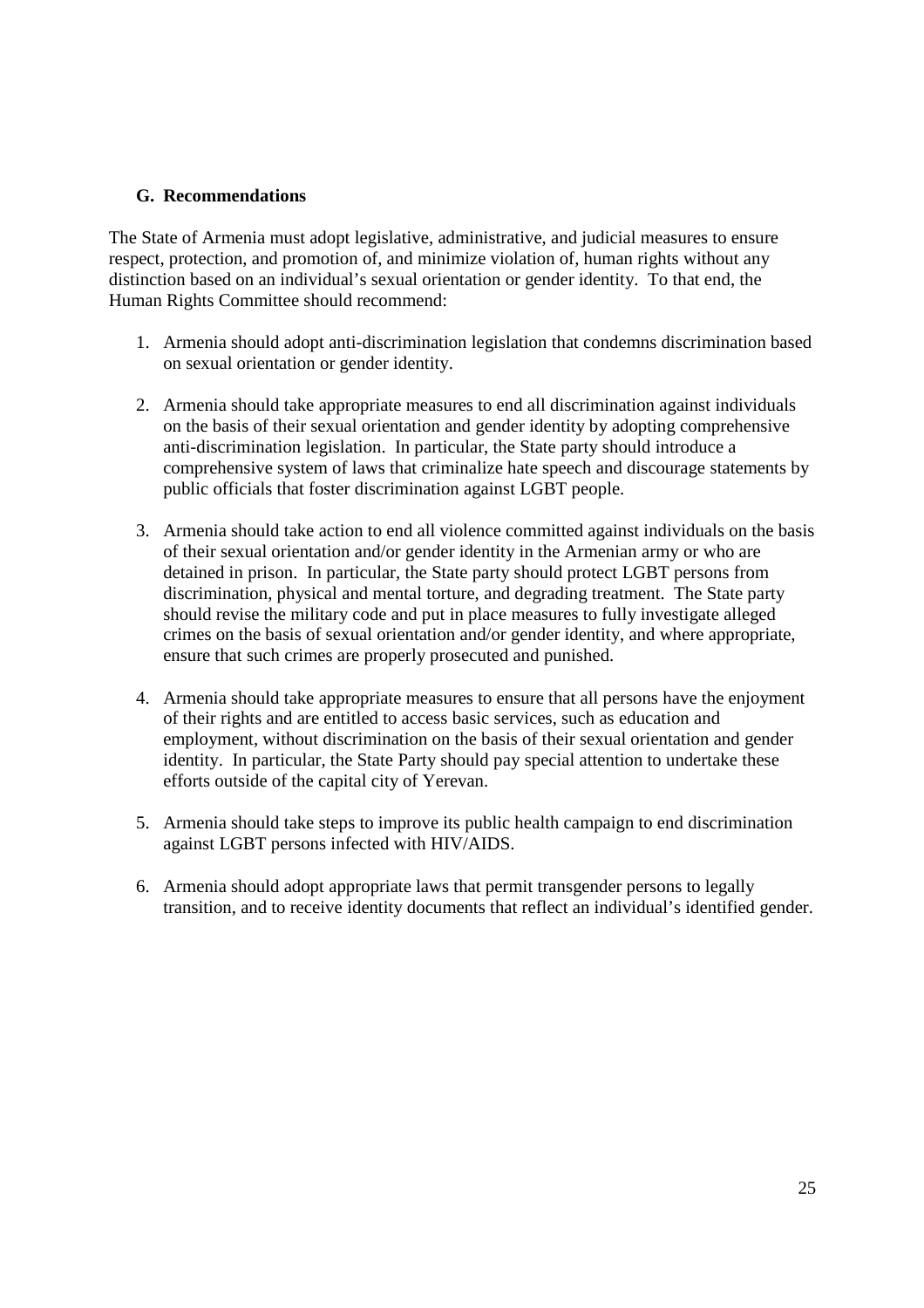### G. Recommendations

The State of Armenia must adopt legislative, administrative, and judicial measures to ensure respect, protection, and promotion of, and minimize violation of, human rights without any distinction based on an individual's sexual orientation or gender identity. To that end, the Human Rights Committee should recommend:

1. Armenia should adopt anti-discrimination legislation that condemns discrimination based on sexual orientation or gender identity.

2. Armenia should take appropriate measures to end all discrimination against individuals on the basis of their sexual orientation and gender identity by adopting comprehensive anti-discrimination legislation. In particular, the State party should introduce a comprehensive system of laws that criminalize hate speech and discourage statements by public officials that foster discrimination against LGBT people.

3. Armenia should take action to end all violence committed against individuals on the basis of their sexual orientation and/or gender identity in the Armenian army or who are detained in prison. In particular, the State party should protect LGBT persons from discrimination, physical and mental torture, and degrading treatment. The State party should revise the military code and put in place measures to fully investigate alleged crimes on the basis of sexual orientation and/or gender identity, and where appropriate, ensure that such crimes are properly prosecuted and punished.

4. Armenia should take appropriate measures to ensure that all persons have the enjoyment of their rights and are entitled to access basic services, such as education and employment, without discrimination on the basis of their sexual orientation and gender identity. In particular, the State Party should pay special attention to undertake these efforts outside of the capital city of Yerevan.

5. Armenia should take steps to improve its public health campaign to end discrimination against LGBT persons infected with HIV/AIDS.

6. Armenia should adopt appropriate laws that permit transgender persons to legally transition, and to receive identity documents that reflect an individual's identified gender.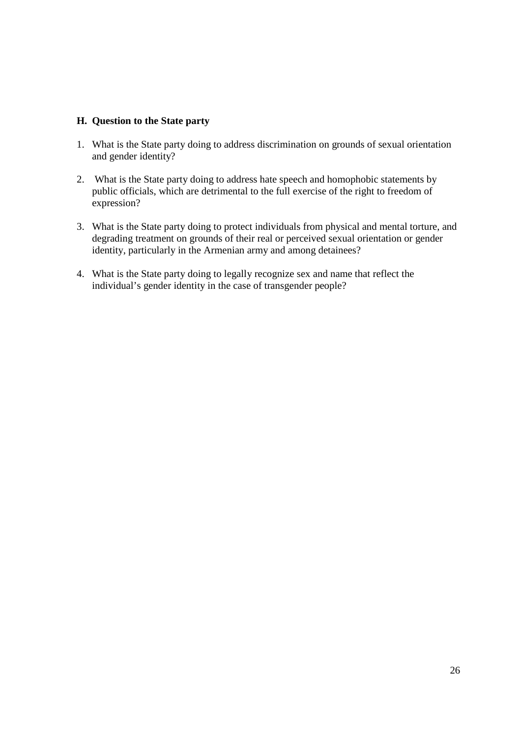## H. Question to the State party

1. What is the State party doing to address discrimination on grounds of sexual orientation and gender identity?

2. What is the State party doing to address hate speech and homophobic statements by public officials, which are detrimental to the full exercise of the right to freedom of expression?

3. What is the State party doing to protect individuals from physical and mental torture, and degrading treatment on grounds of their real or perceived sexual orientation or gender identity, particularly in the Armenian army and among detainees?

4. What is the State party doing to legally recognize sex and name that reflect the individual's gender identity in the case of transgender people?